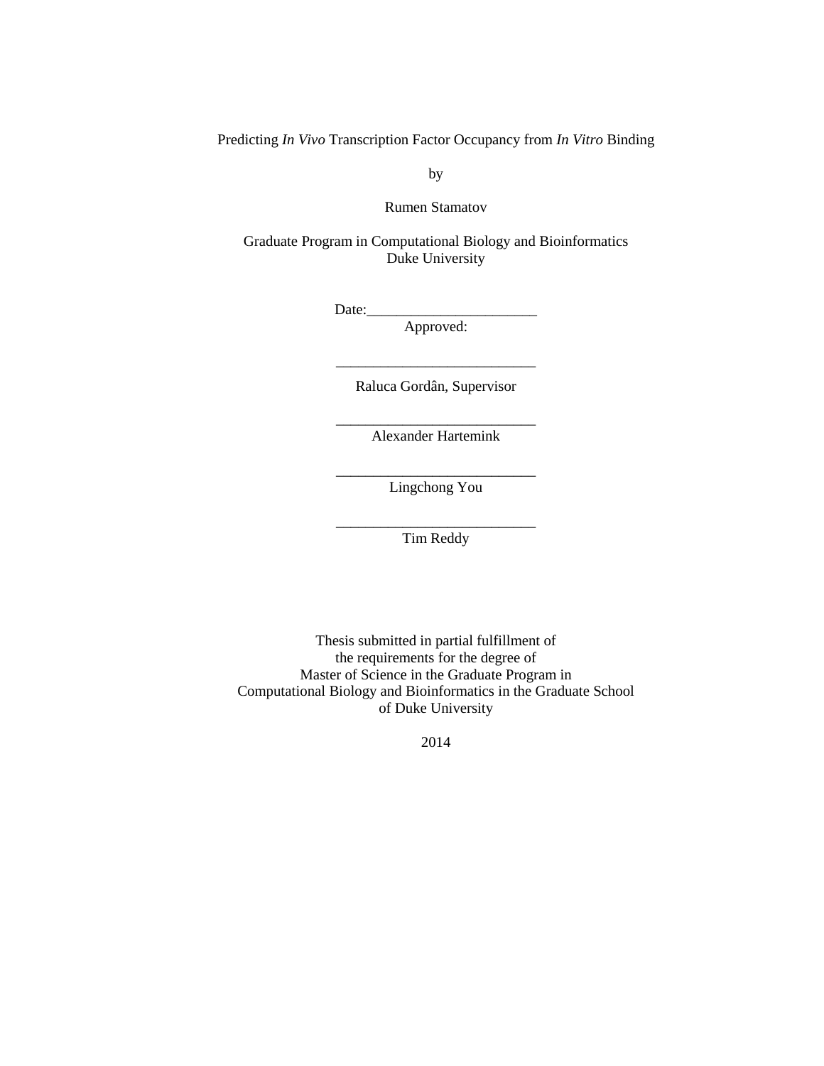Predicting *In Vivo* Transcription Factor Occupancy from *In Vitro* Binding

by

Rumen Stamatov

Graduate Program in Computational Biology and Bioinformatics
Duke University

Date:_______________________

Approved:

___________________________

Raluca Gordân, Supervisor

___________________________

Alexander Hartemink

___________________________

Lingchong You

___________________________

Tim Reddy

Thesis submitted in partial fulfillment of
the requirements for the degree of
Master of Science in the Graduate Program in
Computational Biology and Bioinformatics in the Graduate School
of Duke University

2014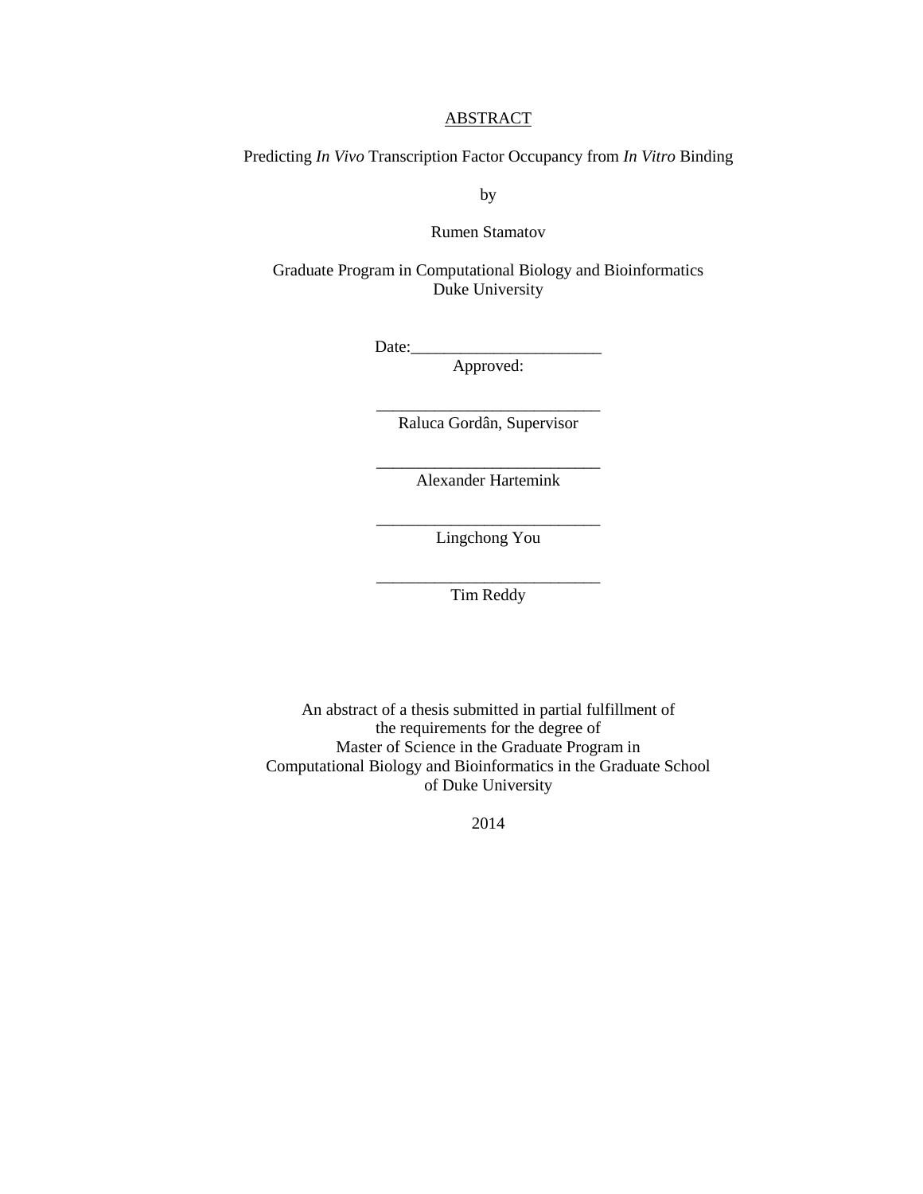ABSTRACT

Predicting *In Vivo* Transcription Factor Occupancy from *In Vitro* Binding

by

Rumen Stamatov

Graduate Program in Computational Biology and Bioinformatics
Duke University

Date:_______________________

Approved:

___________________________
Raluca Gordân, Supervisor

___________________________
Alexander Hartemink

___________________________
Lingchong You

___________________________
Tim Reddy

An abstract of a thesis submitted in partial fulfillment of
the requirements for the degree of
Master of Science in the Graduate Program in
Computational Biology and Bioinformatics in the Graduate School
of Duke University

2014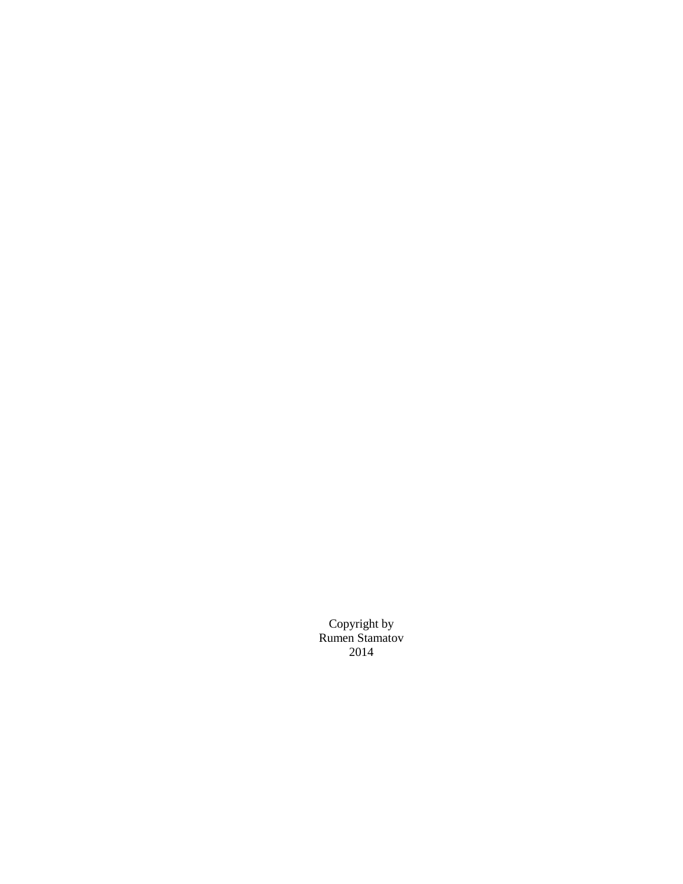Copyright by
Rumen Stamatov
2014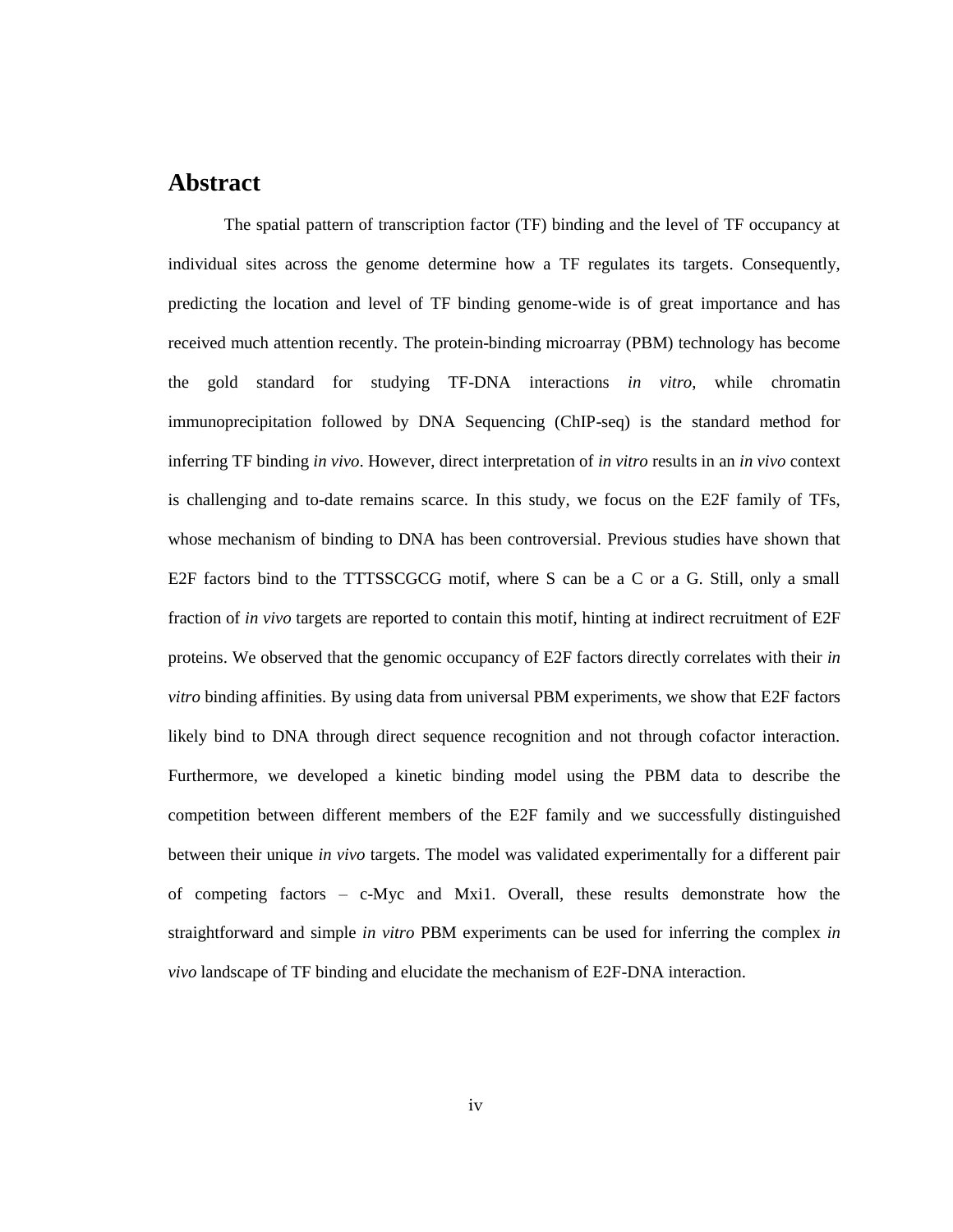# Abstract

The spatial pattern of transcription factor (TF) binding and the level of TF occupancy at individual sites across the genome determine how a TF regulates its targets. Consequently, predicting the location and level of TF binding genome-wide is of great importance and has received much attention recently. The protein-binding microarray (PBM) technology has become the gold standard for studying TF-DNA interactions *in vitro*, while chromatin immunoprecipitation followed by DNA Sequencing (ChIP-seq) is the standard method for inferring TF binding *in vivo*. However, direct interpretation of *in vitro* results in an *in vivo* context is challenging and to-date remains scarce. In this study, we focus on the E2F family of TFs, whose mechanism of binding to DNA has been controversial. Previous studies have shown that E2F factors bind to the TTTSSCGCG motif, where S can be a C or a G. Still, only a small fraction of *in vivo* targets are reported to contain this motif, hinting at indirect recruitment of E2F proteins. We observed that the genomic occupancy of E2F factors directly correlates with their *in vitro* binding affinities. By using data from universal PBM experiments, we show that E2F factors likely bind to DNA through direct sequence recognition and not through cofactor interaction. Furthermore, we developed a kinetic binding model using the PBM data to describe the competition between different members of the E2F family and we successfully distinguished between their unique *in vivo* targets. The model was validated experimentally for a different pair of competing factors – c-Myc and Mxi1. Overall, these results demonstrate how the straightforward and simple *in vitro* PBM experiments can be used for inferring the complex *in vivo* landscape of TF binding and elucidate the mechanism of E2F-DNA interaction.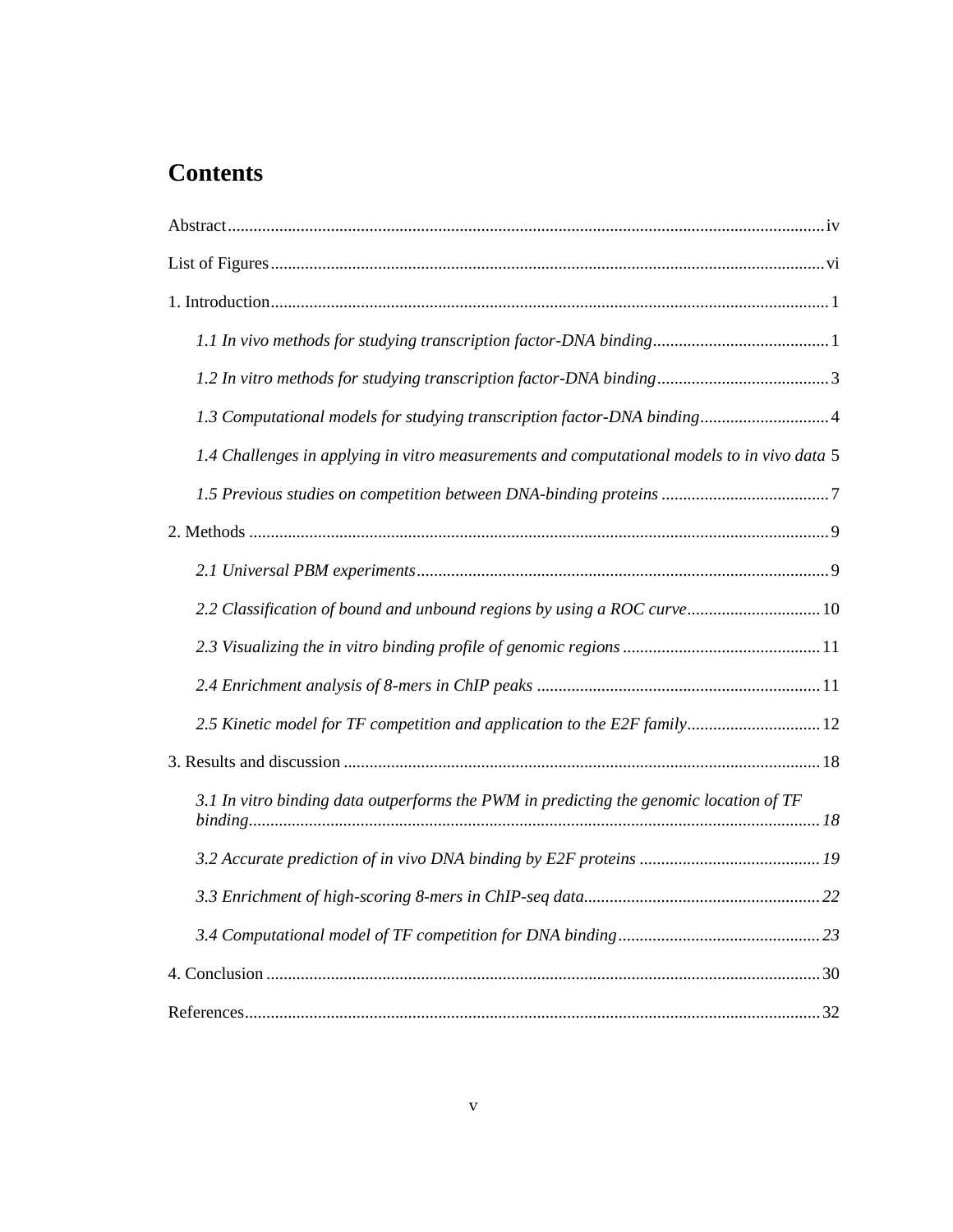# Contents

Abstract .......... iv

List of Figures .......... vi

1. Introduction .......... 1

    *1.1 In vivo methods for studying transcription factor-DNA binding* .......... 1

    *1.2 In vitro methods for studying transcription factor-DNA binding* .......... 3

    *1.3 Computational models for studying transcription factor-DNA binding* .......... 4

    *1.4 Challenges in applying in vitro measurements and computational models to in vivo data* 5

    *1.5 Previous studies on competition between DNA-binding proteins* .......... 7

2. Methods .......... 9

    *2.1 Universal PBM experiments* .......... 9

    *2.2 Classification of bound and unbound regions by using a ROC curve* .......... 10

    *2.3 Visualizing the in vitro binding profile of genomic regions* .......... 11

    *2.4 Enrichment analysis of 8-mers in ChIP peaks* .......... 11

    *2.5 Kinetic model for TF competition and application to the E2F family* .......... 12

3. Results and discussion .......... 18

    *3.1 In vitro binding data outperforms the PWM in predicting the genomic location of TF binding* .......... *18*

    *3.2 Accurate prediction of in vivo DNA binding by E2F proteins* .......... *19*

    *3.3 Enrichment of high-scoring 8-mers in ChIP-seq data* .......... *22*

    *3.4 Computational model of TF competition for DNA binding* .......... *23*

4. Conclusion .......... 30

References .......... 32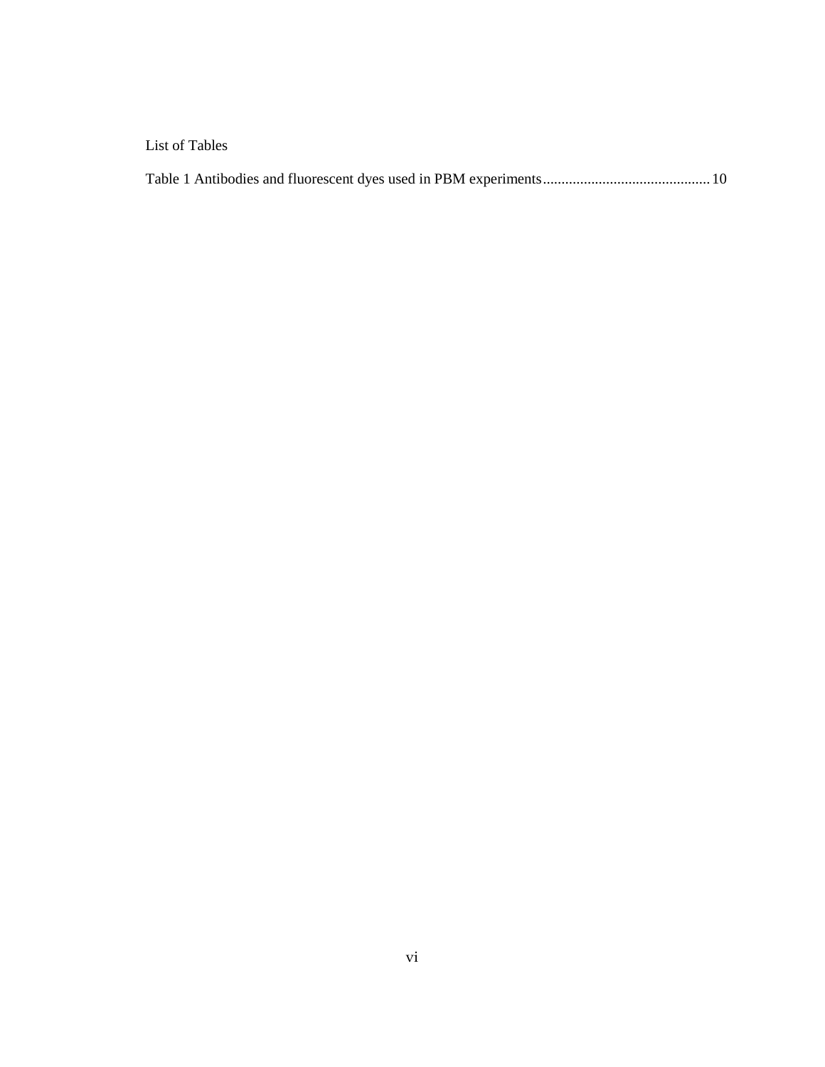# List of Tables

Table 1 Antibodies and fluorescent dyes used in PBM experiments............................................10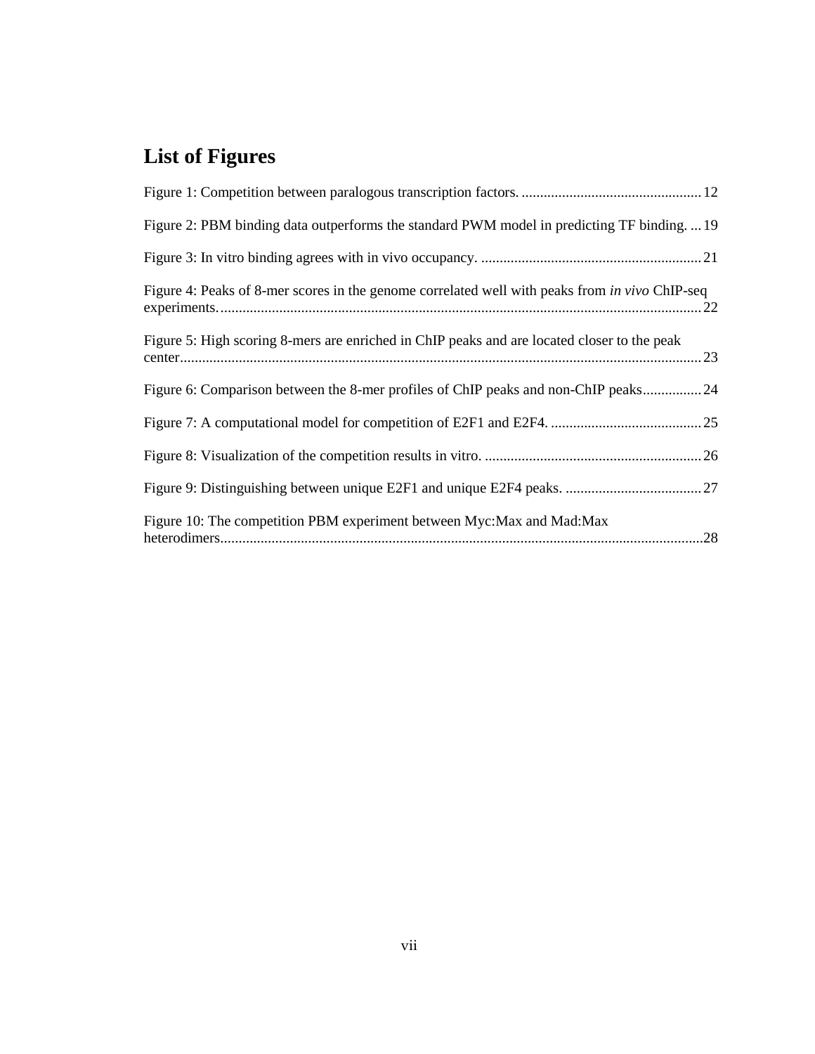# List of Figures

Figure 1: Competition between paralogous transcription factors. .................................................. 12

Figure 2: PBM binding data outperforms the standard PWM model in predicting TF binding. ... 19

Figure 3: In vitro binding agrees with in vivo occupancy. ............................................................ 21

Figure 4: Peaks of 8-mer scores in the genome correlated well with peaks from *in vivo* ChIP-seq experiments. .................................................................................................................................. 22

Figure 5: High scoring 8-mers are enriched in ChIP peaks and are located closer to the peak center............................................................................................................................................. 23

Figure 6: Comparison between the 8-mer profiles of ChIP peaks and non-ChIP peaks................ 24

Figure 7: A computational model for competition of E2F1 and E2F4. .......................................... 25

Figure 8: Visualization of the competition results in vitro. ........................................................... 26

Figure 9: Distinguishing between unique E2F1 and unique E2F4 peaks. ..................................... 27

Figure 10: The competition PBM experiment between Myc:Max and Mad:Max heterodimers.................................................................................................................................... 28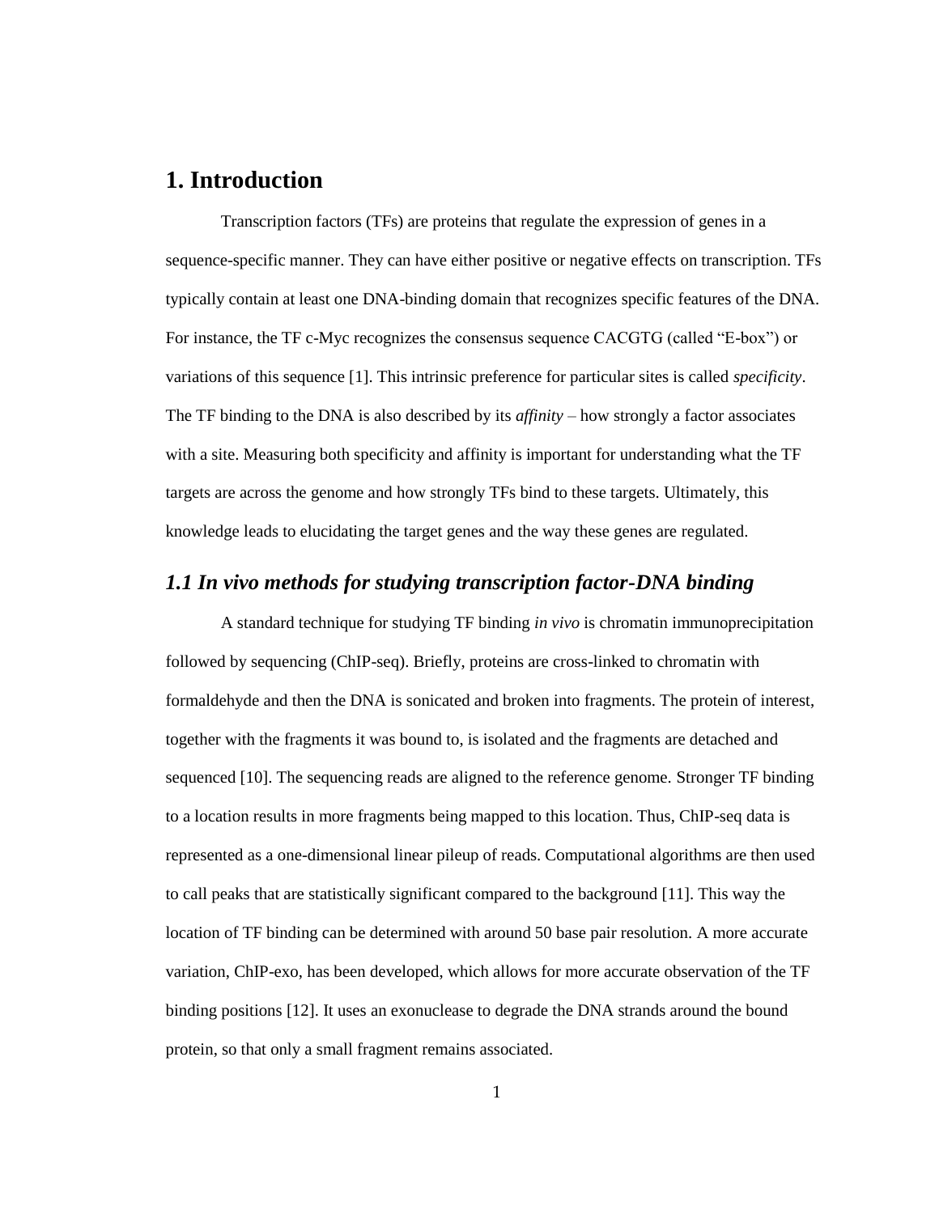# 1. Introduction

Transcription factors (TFs) are proteins that regulate the expression of genes in a sequence-specific manner. They can have either positive or negative effects on transcription. TFs typically contain at least one DNA-binding domain that recognizes specific features of the DNA. For instance, the TF c-Myc recognizes the consensus sequence CACGTG (called "E-box") or variations of this sequence [1]. This intrinsic preference for particular sites is called *specificity*. The TF binding to the DNA is also described by its *affinity* – how strongly a factor associates with a site. Measuring both specificity and affinity is important for understanding what the TF targets are across the genome and how strongly TFs bind to these targets. Ultimately, this knowledge leads to elucidating the target genes and the way these genes are regulated.

## *1.1 In vivo methods for studying transcription factor-DNA binding*

A standard technique for studying TF binding *in vivo* is chromatin immunoprecipitation followed by sequencing (ChIP-seq). Briefly, proteins are cross-linked to chromatin with formaldehyde and then the DNA is sonicated and broken into fragments. The protein of interest, together with the fragments it was bound to, is isolated and the fragments are detached and sequenced [10]. The sequencing reads are aligned to the reference genome. Stronger TF binding to a location results in more fragments being mapped to this location. Thus, ChIP-seq data is represented as a one-dimensional linear pileup of reads. Computational algorithms are then used to call peaks that are statistically significant compared to the background [11]. This way the location of TF binding can be determined with around 50 base pair resolution. A more accurate variation, ChIP-exo, has been developed, which allows for more accurate observation of the TF binding positions [12]. It uses an exonuclease to degrade the DNA strands around the bound protein, so that only a small fragment remains associated.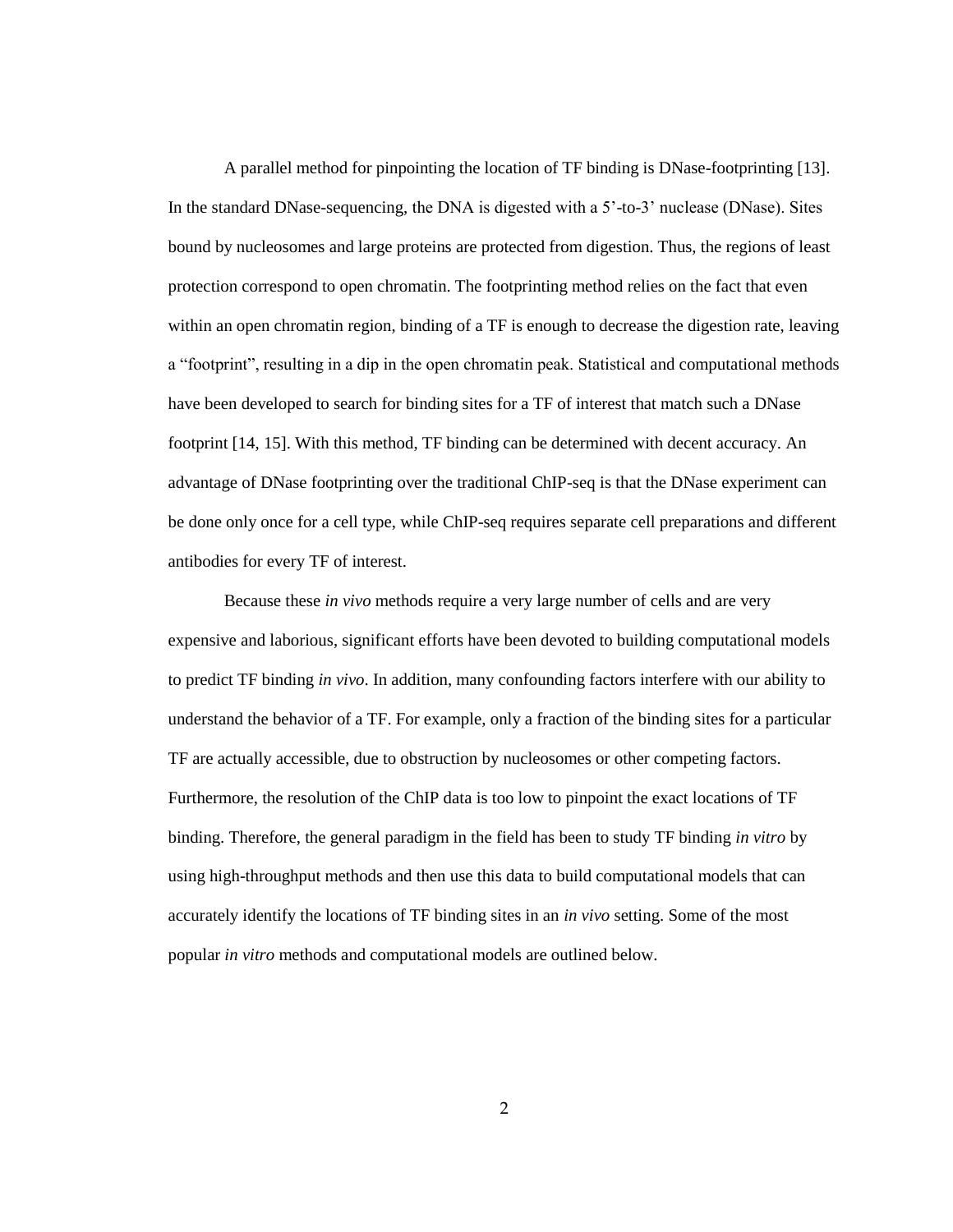A parallel method for pinpointing the location of TF binding is DNase-footprinting [13]. In the standard DNase-sequencing, the DNA is digested with a 5'-to-3' nuclease (DNase). Sites bound by nucleosomes and large proteins are protected from digestion. Thus, the regions of least protection correspond to open chromatin. The footprinting method relies on the fact that even within an open chromatin region, binding of a TF is enough to decrease the digestion rate, leaving a "footprint", resulting in a dip in the open chromatin peak. Statistical and computational methods have been developed to search for binding sites for a TF of interest that match such a DNase footprint [14, 15]. With this method, TF binding can be determined with decent accuracy. An advantage of DNase footprinting over the traditional ChIP-seq is that the DNase experiment can be done only once for a cell type, while ChIP-seq requires separate cell preparations and different antibodies for every TF of interest.

Because these *in vivo* methods require a very large number of cells and are very expensive and laborious, significant efforts have been devoted to building computational models to predict TF binding *in vivo*. In addition, many confounding factors interfere with our ability to understand the behavior of a TF. For example, only a fraction of the binding sites for a particular TF are actually accessible, due to obstruction by nucleosomes or other competing factors. Furthermore, the resolution of the ChIP data is too low to pinpoint the exact locations of TF binding. Therefore, the general paradigm in the field has been to study TF binding *in vitro* by using high-throughput methods and then use this data to build computational models that can accurately identify the locations of TF binding sites in an *in vivo* setting. Some of the most popular *in vitro* methods and computational models are outlined below.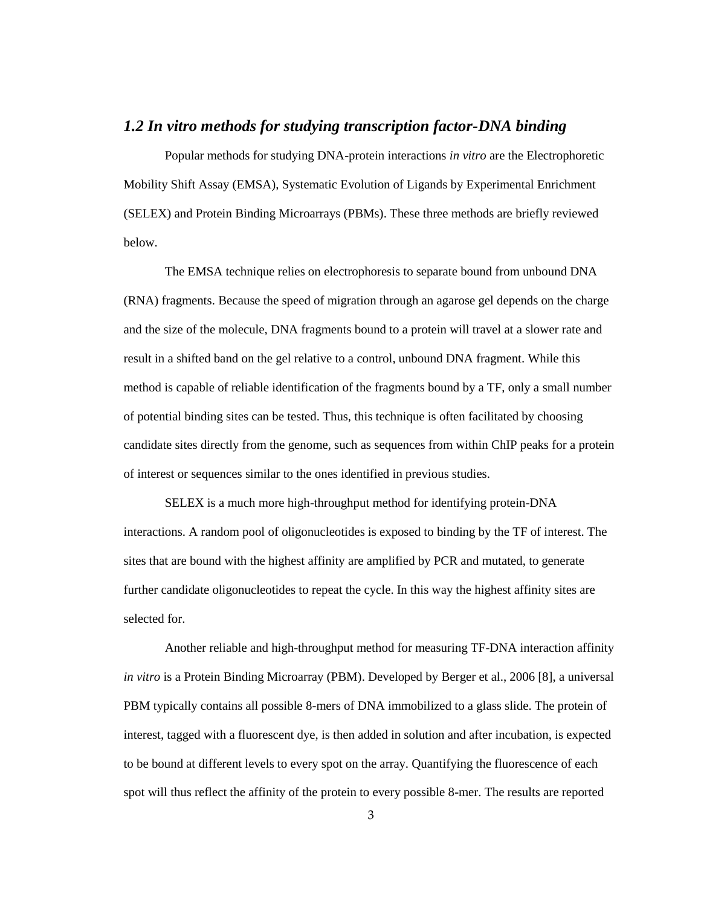## *1.2 In vitro methods for studying transcription factor-DNA binding*

Popular methods for studying DNA-protein interactions *in vitro* are the Electrophoretic Mobility Shift Assay (EMSA), Systematic Evolution of Ligands by Experimental Enrichment (SELEX) and Protein Binding Microarrays (PBMs). These three methods are briefly reviewed below.

The EMSA technique relies on electrophoresis to separate bound from unbound DNA (RNA) fragments. Because the speed of migration through an agarose gel depends on the charge and the size of the molecule, DNA fragments bound to a protein will travel at a slower rate and result in a shifted band on the gel relative to a control, unbound DNA fragment. While this method is capable of reliable identification of the fragments bound by a TF, only a small number of potential binding sites can be tested. Thus, this technique is often facilitated by choosing candidate sites directly from the genome, such as sequences from within ChIP peaks for a protein of interest or sequences similar to the ones identified in previous studies.

SELEX is a much more high-throughput method for identifying protein-DNA interactions. A random pool of oligonucleotides is exposed to binding by the TF of interest. The sites that are bound with the highest affinity are amplified by PCR and mutated, to generate further candidate oligonucleotides to repeat the cycle. In this way the highest affinity sites are selected for.

Another reliable and high-throughput method for measuring TF-DNA interaction affinity *in vitro* is a Protein Binding Microarray (PBM). Developed by Berger et al., 2006 [8], a universal PBM typically contains all possible 8-mers of DNA immobilized to a glass slide. The protein of interest, tagged with a fluorescent dye, is then added in solution and after incubation, is expected to be bound at different levels to every spot on the array. Quantifying the fluorescence of each spot will thus reflect the affinity of the protein to every possible 8-mer. The results are reported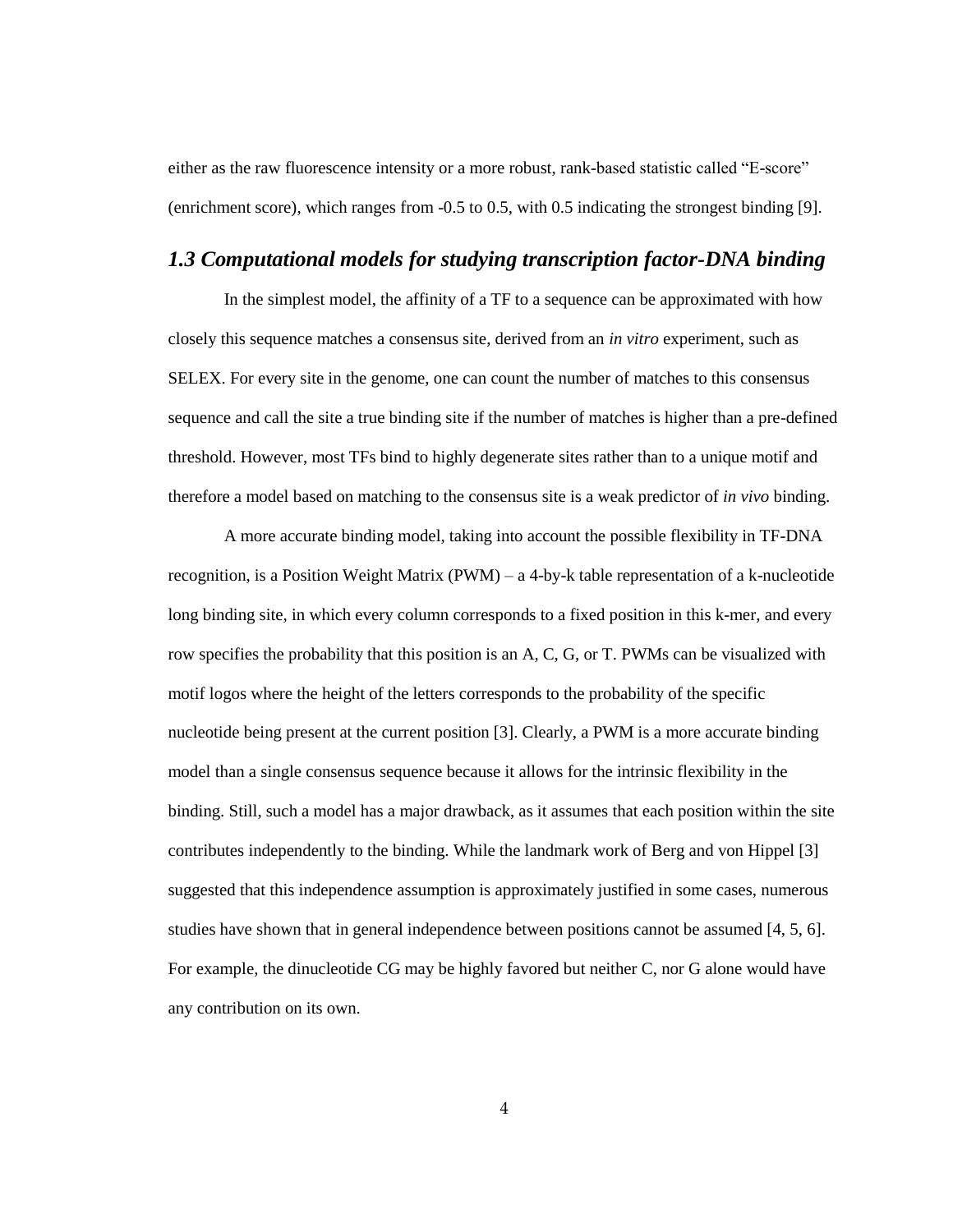either as the raw fluorescence intensity or a more robust, rank-based statistic called "E-score" (enrichment score), which ranges from -0.5 to 0.5, with 0.5 indicating the strongest binding [9].

### *1.3 Computational models for studying transcription factor-DNA binding*

In the simplest model, the affinity of a TF to a sequence can be approximated with how closely this sequence matches a consensus site, derived from an *in vitro* experiment, such as SELEX. For every site in the genome, one can count the number of matches to this consensus sequence and call the site a true binding site if the number of matches is higher than a pre-defined threshold. However, most TFs bind to highly degenerate sites rather than to a unique motif and therefore a model based on matching to the consensus site is a weak predictor of *in vivo* binding.

A more accurate binding model, taking into account the possible flexibility in TF-DNA recognition, is a Position Weight Matrix (PWM) – a 4-by-k table representation of a k-nucleotide long binding site, in which every column corresponds to a fixed position in this k-mer, and every row specifies the probability that this position is an A, C, G, or T. PWMs can be visualized with motif logos where the height of the letters corresponds to the probability of the specific nucleotide being present at the current position [3]. Clearly, a PWM is a more accurate binding model than a single consensus sequence because it allows for the intrinsic flexibility in the binding. Still, such a model has a major drawback, as it assumes that each position within the site contributes independently to the binding. While the landmark work of Berg and von Hippel [3] suggested that this independence assumption is approximately justified in some cases, numerous studies have shown that in general independence between positions cannot be assumed [4, 5, 6]. For example, the dinucleotide CG may be highly favored but neither C, nor G alone would have any contribution on its own.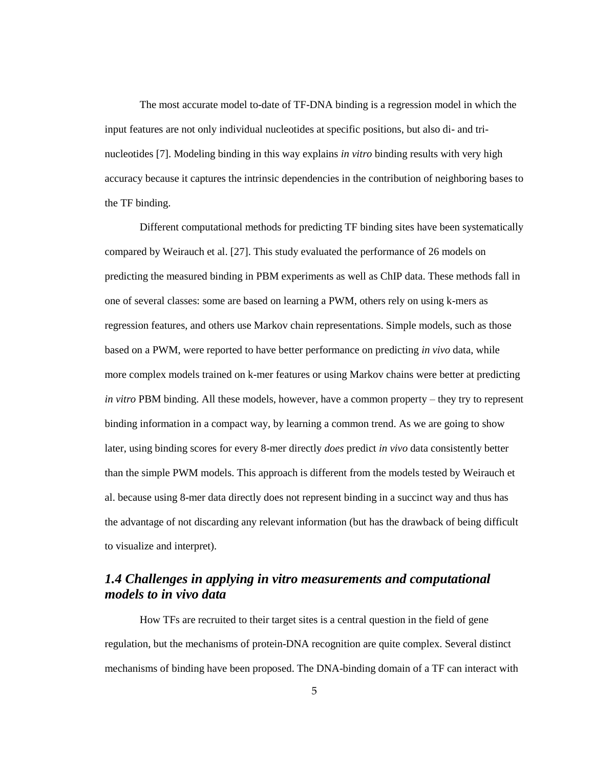The most accurate model to-date of TF-DNA binding is a regression model in which the input features are not only individual nucleotides at specific positions, but also di- and tri-nucleotides [7]. Modeling binding in this way explains *in vitro* binding results with very high accuracy because it captures the intrinsic dependencies in the contribution of neighboring bases to the TF binding.

Different computational methods for predicting TF binding sites have been systematically compared by Weirauch et al. [27]. This study evaluated the performance of 26 models on predicting the measured binding in PBM experiments as well as ChIP data. These methods fall in one of several classes: some are based on learning a PWM, others rely on using k-mers as regression features, and others use Markov chain representations. Simple models, such as those based on a PWM, were reported to have better performance on predicting *in vivo* data, while more complex models trained on k-mer features or using Markov chains were better at predicting *in vitro* PBM binding. All these models, however, have a common property – they try to represent binding information in a compact way, by learning a common trend. As we are going to show later, using binding scores for every 8-mer directly *does* predict *in vivo* data consistently better than the simple PWM models. This approach is different from the models tested by Weirauch et al. because using 8-mer data directly does not represent binding in a succinct way and thus has the advantage of not discarding any relevant information (but has the drawback of being difficult to visualize and interpret).

## *1.4 Challenges in applying in vitro measurements and computational models to in vivo data*

How TFs are recruited to their target sites is a central question in the field of gene regulation, but the mechanisms of protein-DNA recognition are quite complex. Several distinct mechanisms of binding have been proposed. The DNA-binding domain of a TF can interact with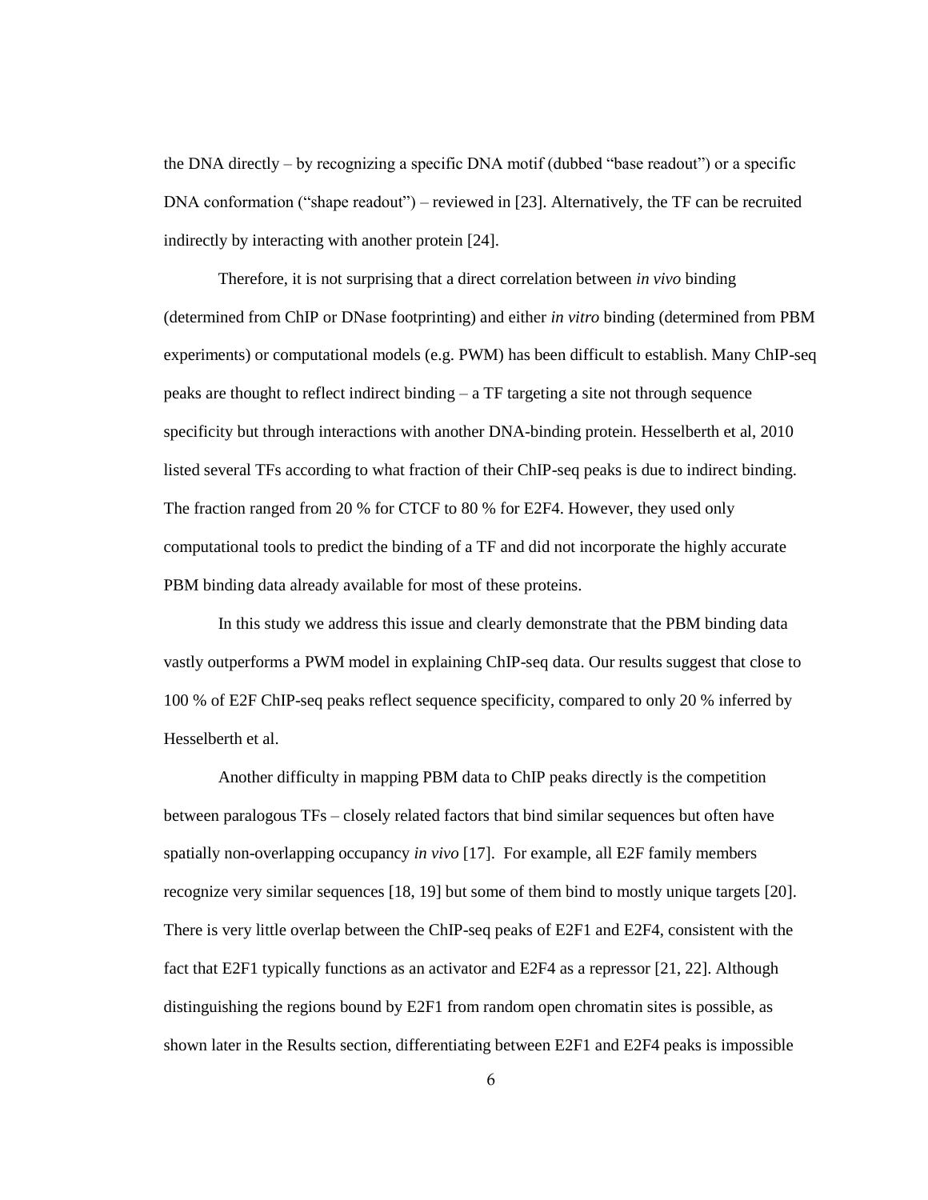the DNA directly – by recognizing a specific DNA motif (dubbed "base readout") or a specific DNA conformation ("shape readout") – reviewed in [23]. Alternatively, the TF can be recruited indirectly by interacting with another protein [24].

Therefore, it is not surprising that a direct correlation between *in vivo* binding (determined from ChIP or DNase footprinting) and either *in vitro* binding (determined from PBM experiments) or computational models (e.g. PWM) has been difficult to establish. Many ChIP-seq peaks are thought to reflect indirect binding – a TF targeting a site not through sequence specificity but through interactions with another DNA-binding protein. Hesselberth et al, 2010 listed several TFs according to what fraction of their ChIP-seq peaks is due to indirect binding. The fraction ranged from 20 % for CTCF to 80 % for E2F4. However, they used only computational tools to predict the binding of a TF and did not incorporate the highly accurate PBM binding data already available for most of these proteins.

In this study we address this issue and clearly demonstrate that the PBM binding data vastly outperforms a PWM model in explaining ChIP-seq data. Our results suggest that close to 100 % of E2F ChIP-seq peaks reflect sequence specificity, compared to only 20 % inferred by Hesselberth et al.

Another difficulty in mapping PBM data to ChIP peaks directly is the competition between paralogous TFs – closely related factors that bind similar sequences but often have spatially non-overlapping occupancy *in vivo* [17]. For example, all E2F family members recognize very similar sequences [18, 19] but some of them bind to mostly unique targets [20]. There is very little overlap between the ChIP-seq peaks of E2F1 and E2F4, consistent with the fact that E2F1 typically functions as an activator and E2F4 as a repressor [21, 22]. Although distinguishing the regions bound by E2F1 from random open chromatin sites is possible, as shown later in the Results section, differentiating between E2F1 and E2F4 peaks is impossible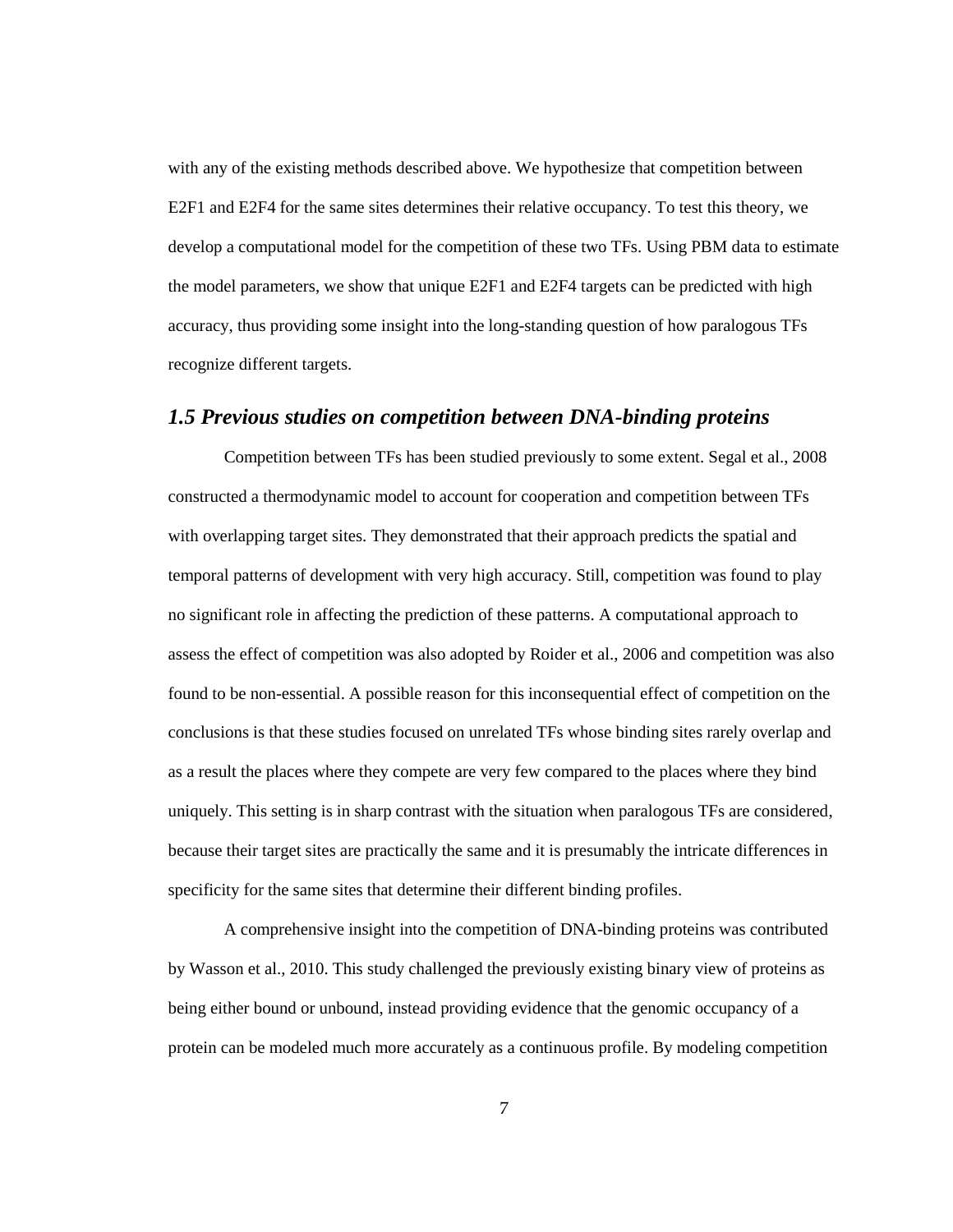with any of the existing methods described above. We hypothesize that competition between E2F1 and E2F4 for the same sites determines their relative occupancy. To test this theory, we develop a computational model for the competition of these two TFs. Using PBM data to estimate the model parameters, we show that unique E2F1 and E2F4 targets can be predicted with high accuracy, thus providing some insight into the long-standing question of how paralogous TFs recognize different targets.

## *1.5 Previous studies on competition between DNA-binding proteins*

Competition between TFs has been studied previously to some extent. Segal et al., 2008 constructed a thermodynamic model to account for cooperation and competition between TFs with overlapping target sites. They demonstrated that their approach predicts the spatial and temporal patterns of development with very high accuracy. Still, competition was found to play no significant role in affecting the prediction of these patterns. A computational approach to assess the effect of competition was also adopted by Roider et al., 2006 and competition was also found to be non-essential. A possible reason for this inconsequential effect of competition on the conclusions is that these studies focused on unrelated TFs whose binding sites rarely overlap and as a result the places where they compete are very few compared to the places where they bind uniquely. This setting is in sharp contrast with the situation when paralogous TFs are considered, because their target sites are practically the same and it is presumably the intricate differences in specificity for the same sites that determine their different binding profiles.

A comprehensive insight into the competition of DNA-binding proteins was contributed by Wasson et al., 2010. This study challenged the previously existing binary view of proteins as being either bound or unbound, instead providing evidence that the genomic occupancy of a protein can be modeled much more accurately as a continuous profile. By modeling competition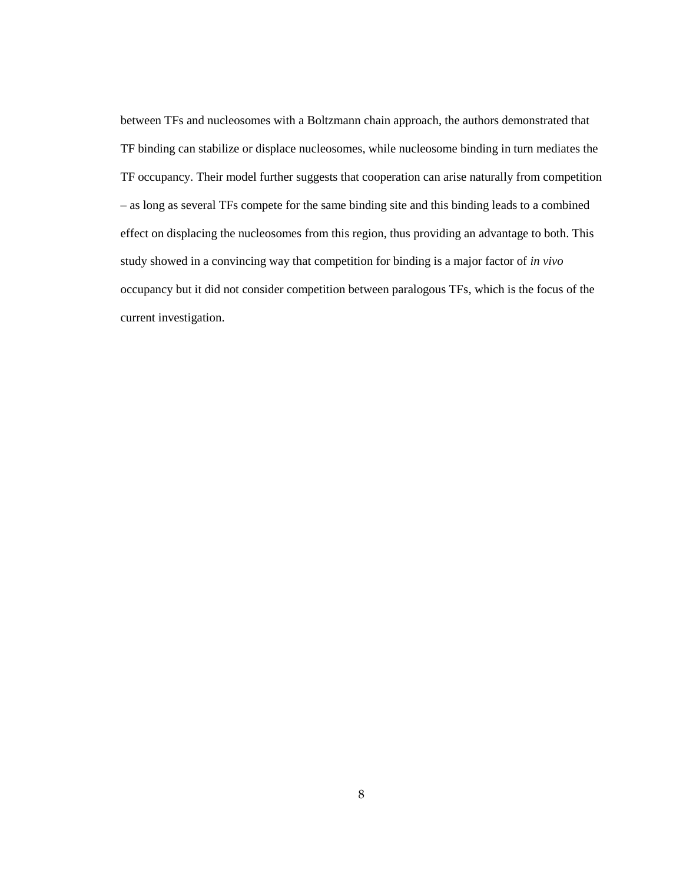between TFs and nucleosomes with a Boltzmann chain approach, the authors demonstrated that TF binding can stabilize or displace nucleosomes, while nucleosome binding in turn mediates the TF occupancy. Their model further suggests that cooperation can arise naturally from competition – as long as several TFs compete for the same binding site and this binding leads to a combined effect on displacing the nucleosomes from this region, thus providing an advantage to both. This study showed in a convincing way that competition for binding is a major factor of *in vivo* occupancy but it did not consider competition between paralogous TFs, which is the focus of the current investigation.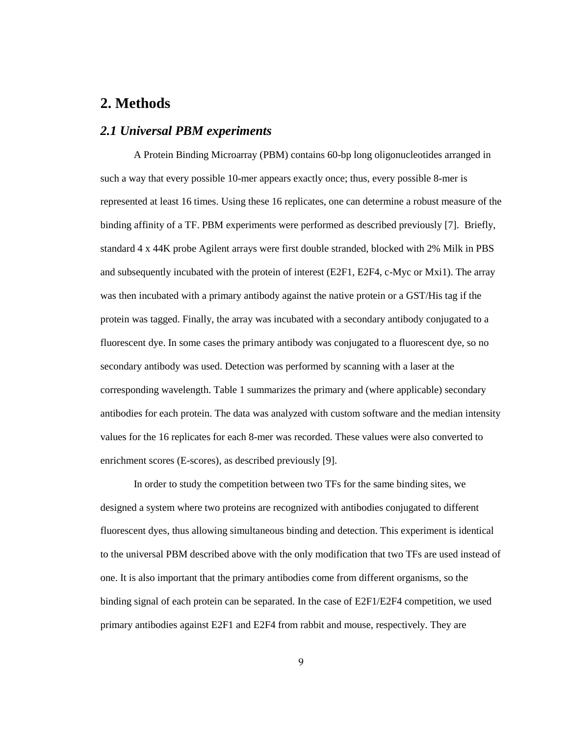# 2. Methods

## *2.1 Universal PBM experiments*

A Protein Binding Microarray (PBM) contains 60-bp long oligonucleotides arranged in such a way that every possible 10-mer appears exactly once; thus, every possible 8-mer is represented at least 16 times. Using these 16 replicates, one can determine a robust measure of the binding affinity of a TF. PBM experiments were performed as described previously [7]. Briefly, standard 4 x 44K probe Agilent arrays were first double stranded, blocked with 2% Milk in PBS and subsequently incubated with the protein of interest (E2F1, E2F4, c-Myc or Mxi1). The array was then incubated with a primary antibody against the native protein or a GST/His tag if the protein was tagged. Finally, the array was incubated with a secondary antibody conjugated to a fluorescent dye. In some cases the primary antibody was conjugated to a fluorescent dye, so no secondary antibody was used. Detection was performed by scanning with a laser at the corresponding wavelength. Table 1 summarizes the primary and (where applicable) secondary antibodies for each protein. The data was analyzed with custom software and the median intensity values for the 16 replicates for each 8-mer was recorded. These values were also converted to enrichment scores (E-scores), as described previously [9].

In order to study the competition between two TFs for the same binding sites, we designed a system where two proteins are recognized with antibodies conjugated to different fluorescent dyes, thus allowing simultaneous binding and detection. This experiment is identical to the universal PBM described above with the only modification that two TFs are used instead of one. It is also important that the primary antibodies come from different organisms, so the binding signal of each protein can be separated. In the case of E2F1/E2F4 competition, we used primary antibodies against E2F1 and E2F4 from rabbit and mouse, respectively. They are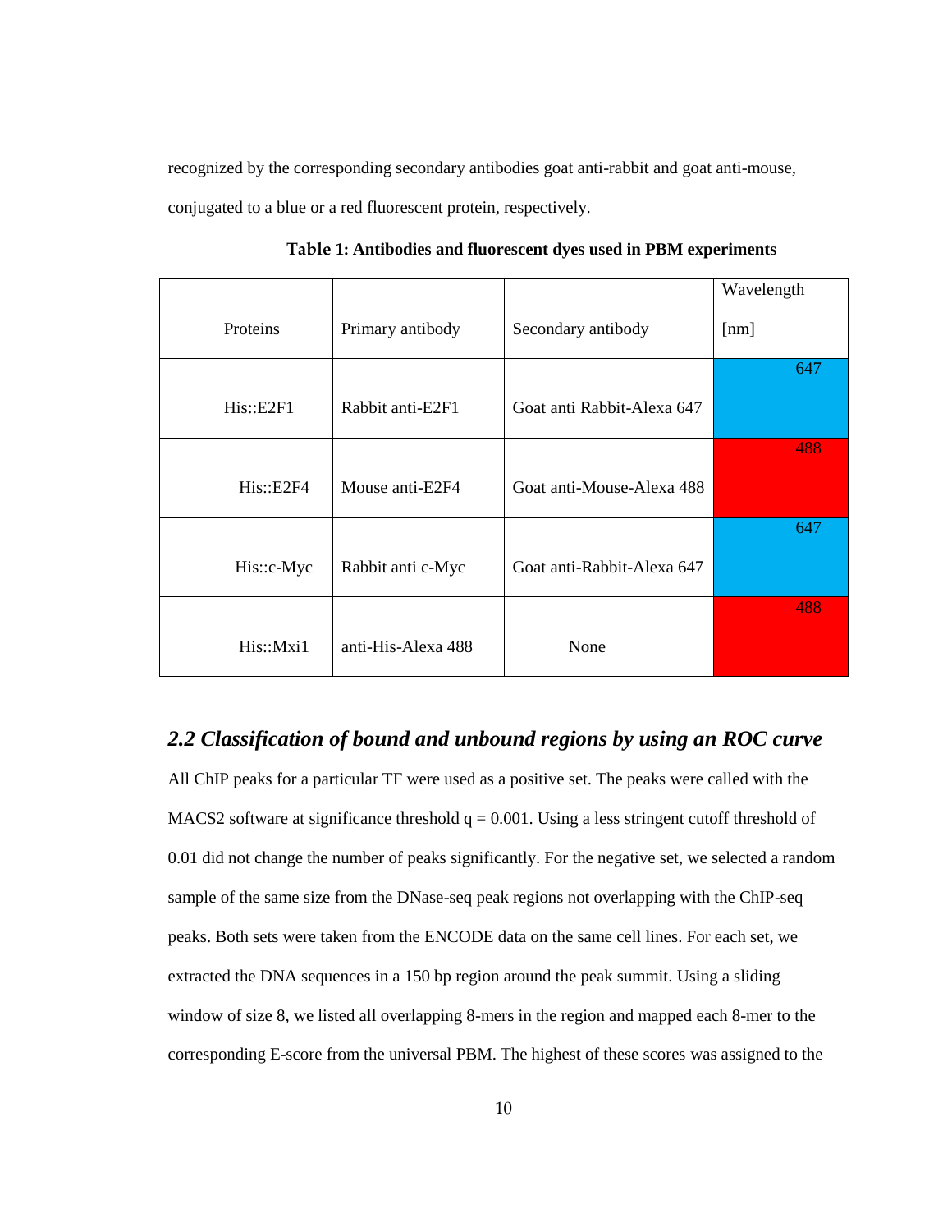recognized by the corresponding secondary antibodies goat anti-rabbit and goat anti-mouse, conjugated to a blue or a red fluorescent protein, respectively.

**Table 1: Antibodies and fluorescent dyes used in PBM experiments**

| Proteins | Primary antibody | Secondary antibody | Wavelength [nm] |
|---|---|---|---|
| His::E2F1 | Rabbit anti-E2F1 | Goat anti Rabbit-Alexa 647 | 647 |
| His::E2F4 | Mouse anti-E2F4 | Goat anti-Mouse-Alexa 488 | 488 |
| His::c-Myc | Rabbit anti c-Myc | Goat anti-Rabbit-Alexa 647 | 647 |
| His::Mxi1 | anti-His-Alexa 488 | None | 488 |

## *2.2 Classification of bound and unbound regions by using an ROC curve*

All ChIP peaks for a particular TF were used as a positive set. The peaks were called with the MACS2 software at significance threshold $q = 0.001$. Using a less stringent cutoff threshold of 0.01 did not change the number of peaks significantly. For the negative set, we selected a random sample of the same size from the DNase-seq peak regions not overlapping with the ChIP-seq peaks. Both sets were taken from the ENCODE data on the same cell lines. For each set, we extracted the DNA sequences in a 150 bp region around the peak summit. Using a sliding window of size 8, we listed all overlapping 8-mers in the region and mapped each 8-mer to the corresponding E-score from the universal PBM. The highest of these scores was assigned to the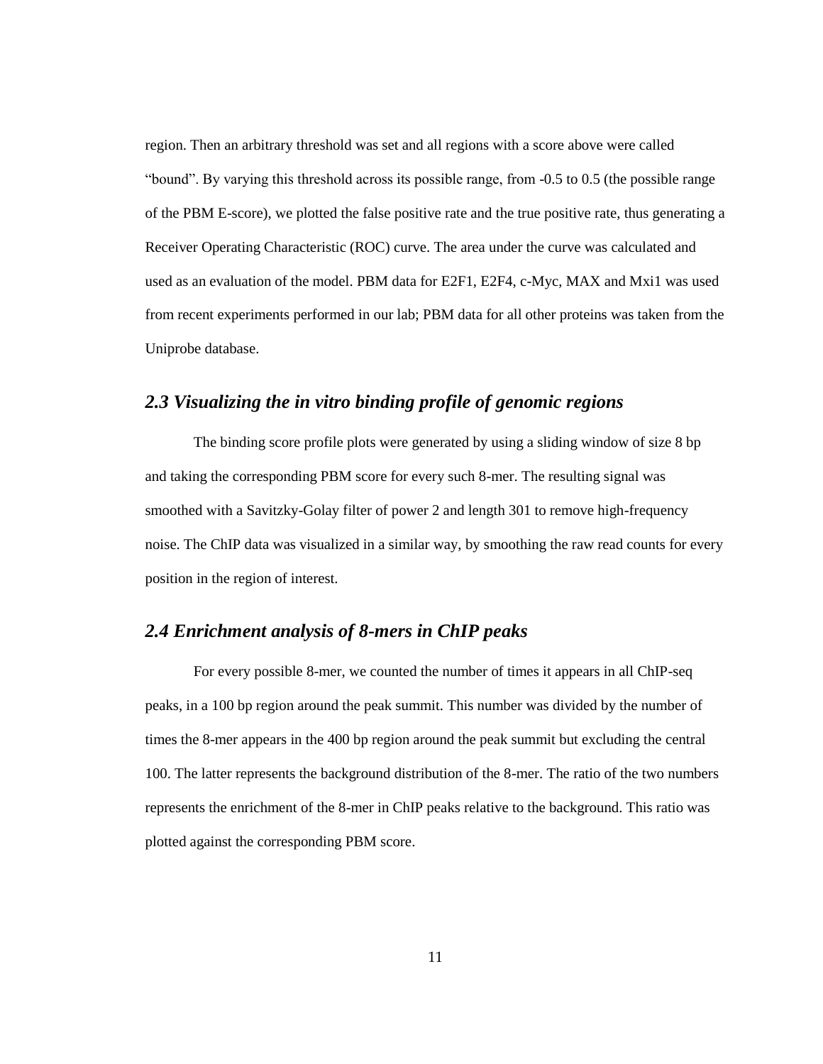region. Then an arbitrary threshold was set and all regions with a score above were called “bound”. By varying this threshold across its possible range, from -0.5 to 0.5 (the possible range of the PBM E-score), we plotted the false positive rate and the true positive rate, thus generating a Receiver Operating Characteristic (ROC) curve. The area under the curve was calculated and used as an evaluation of the model. PBM data for E2F1, E2F4, c-Myc, MAX and Mxi1 was used from recent experiments performed in our lab; PBM data for all other proteins was taken from the Uniprobe database.

## *2.3 Visualizing the in vitro binding profile of genomic regions*

The binding score profile plots were generated by using a sliding window of size 8 bp and taking the corresponding PBM score for every such 8-mer. The resulting signal was smoothed with a Savitzky-Golay filter of power 2 and length 301 to remove high-frequency noise. The ChIP data was visualized in a similar way, by smoothing the raw read counts for every position in the region of interest.

## *2.4 Enrichment analysis of 8-mers in ChIP peaks*

For every possible 8-mer, we counted the number of times it appears in all ChIP-seq peaks, in a 100 bp region around the peak summit. This number was divided by the number of times the 8-mer appears in the 400 bp region around the peak summit but excluding the central 100. The latter represents the background distribution of the 8-mer. The ratio of the two numbers represents the enrichment of the 8-mer in ChIP peaks relative to the background. This ratio was plotted against the corresponding PBM score.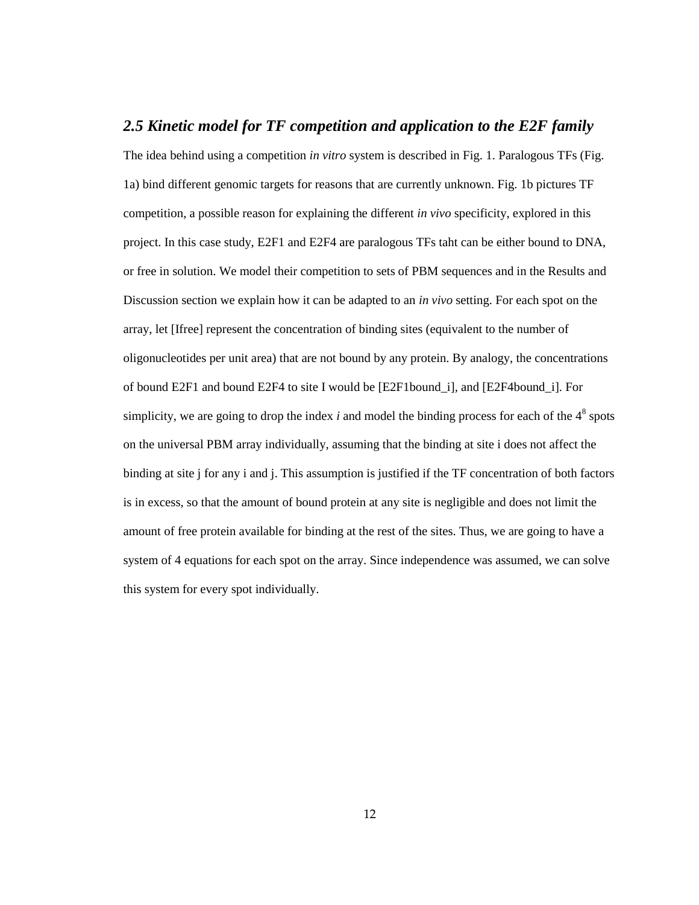## *2.5 Kinetic model for TF competition and application to the E2F family*

The idea behind using a competition *in vitro* system is described in Fig. 1. Paralogous TFs (Fig. 1a) bind different genomic targets for reasons that are currently unknown. Fig. 1b pictures TF competition, a possible reason for explaining the different *in vivo* specificity, explored in this project. In this case study, E2F1 and E2F4 are paralogous TFs taht can be either bound to DNA, or free in solution. We model their competition to sets of PBM sequences and in the Results and Discussion section we explain how it can be adapted to an *in vivo* setting. For each spot on the array, let [Ifree] represent the concentration of binding sites (equivalent to the number of oligonucleotides per unit area) that are not bound by any protein. By analogy, the concentrations of bound E2F1 and bound E2F4 to site I would be [E2F1bound_i], and [E2F4bound_i]. For simplicity, we are going to drop the index *i* and model the binding process for each of the $4^8$ spots on the universal PBM array individually, assuming that the binding at site i does not affect the binding at site j for any i and j. This assumption is justified if the TF concentration of both factors is in excess, so that the amount of bound protein at any site is negligible and does not limit the amount of free protein available for binding at the rest of the sites. Thus, we are going to have a system of 4 equations for each spot on the array. Since independence was assumed, we can solve this system for every spot individually.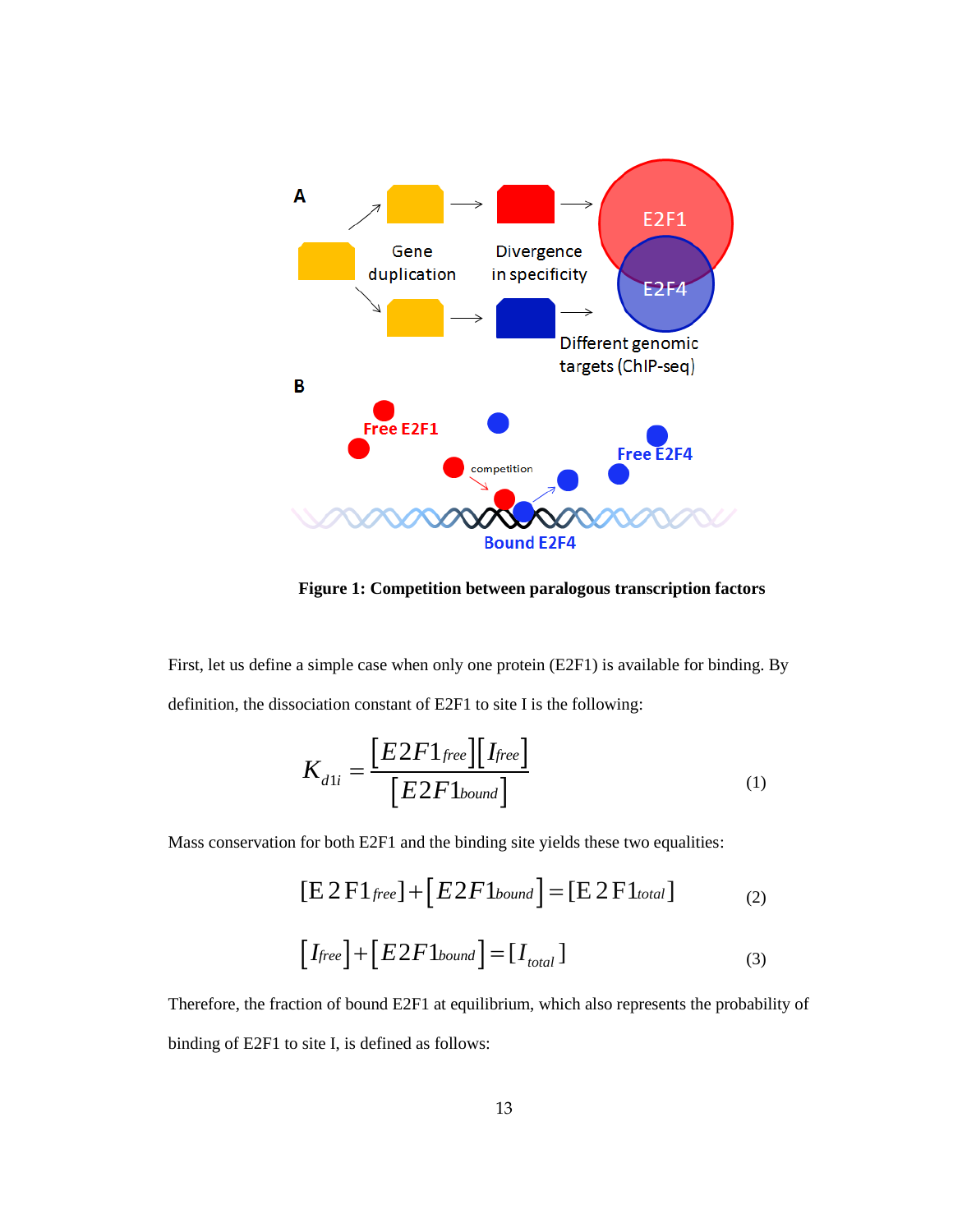**Figure 1: Competition between paralogous transcription factors**

First, let us define a simple case when only one protein (E2F1) is available for binding. By definition, the dissociation constant of E2F1 to site I is the following:

$$K_{d1i} = \frac{[E2F1_{free}][I_{free}]}{[E2F1_{bound}]} \tag{1}$$

Mass conservation for both E2F1 and the binding site yields these two equalities:

$$[E2F1_{free}] + [E2F1_{bound}] = [E2F1_{total}] \tag{2}$$

$$[I_{free}] + [E2F1_{bound}] = [I_{total}] \tag{3}$$

Therefore, the fraction of bound E2F1 at equilibrium, which also represents the probability of binding of E2F1 to site I, is defined as follows: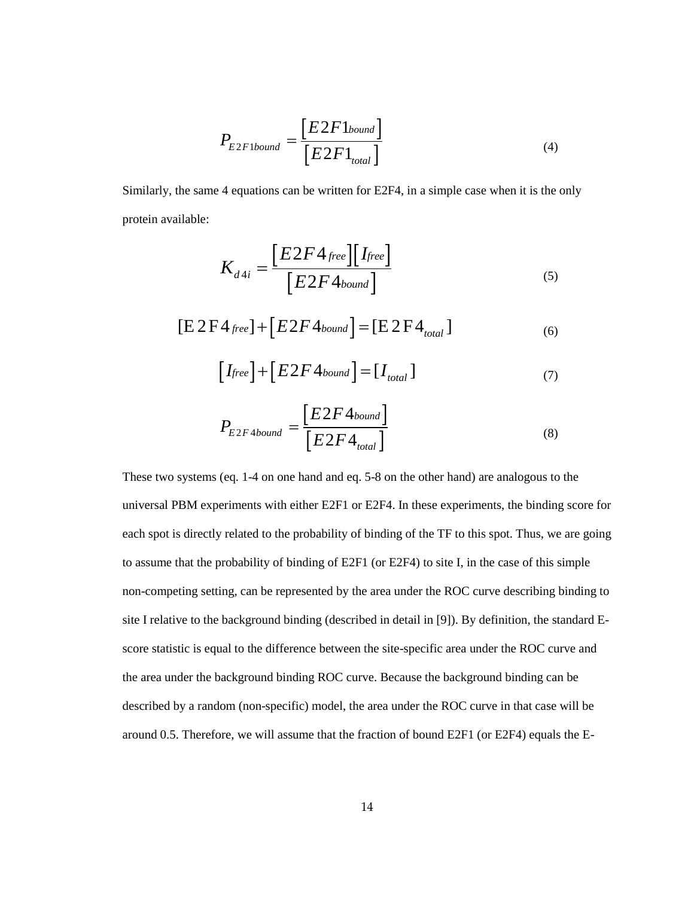$$P_{E2F1bound} = \frac{[E2F1_{bound}]}{[E2F1_{total}]} \tag{4}$$

Similarly, the same 4 equations can be written for E2F4, in a simple case when it is the only protein available:

$$K_{d4i} = \frac{[E2F4_{free}][I_{free}]}{[E2F4_{bound}]} \tag{5}$$

$$[E2F4_{free}] + [E2F4_{bound}] = [E2F4_{total}] \tag{6}$$

$$[I_{free}] + [E2F4_{bound}] = [I_{total}] \tag{7}$$

$$P_{E2F4bound} = \frac{[E2F4_{bound}]}{[E2F4_{total}]} \tag{8}$$

These two systems (eq. 1-4 on one hand and eq. 5-8 on the other hand) are analogous to the universal PBM experiments with either E2F1 or E2F4. In these experiments, the binding score for each spot is directly related to the probability of binding of the TF to this spot. Thus, we are going to assume that the probability of binding of E2F1 (or E2F4) to site I, in the case of this simple non-competing setting, can be represented by the area under the ROC curve describing binding to site I relative to the background binding (described in detail in [9]). By definition, the standard E-score statistic is equal to the difference between the site-specific area under the ROC curve and the area under the background binding ROC curve. Because the background binding can be described by a random (non-specific) model, the area under the ROC curve in that case will be around 0.5. Therefore, we will assume that the fraction of bound E2F1 (or E2F4) equals the E-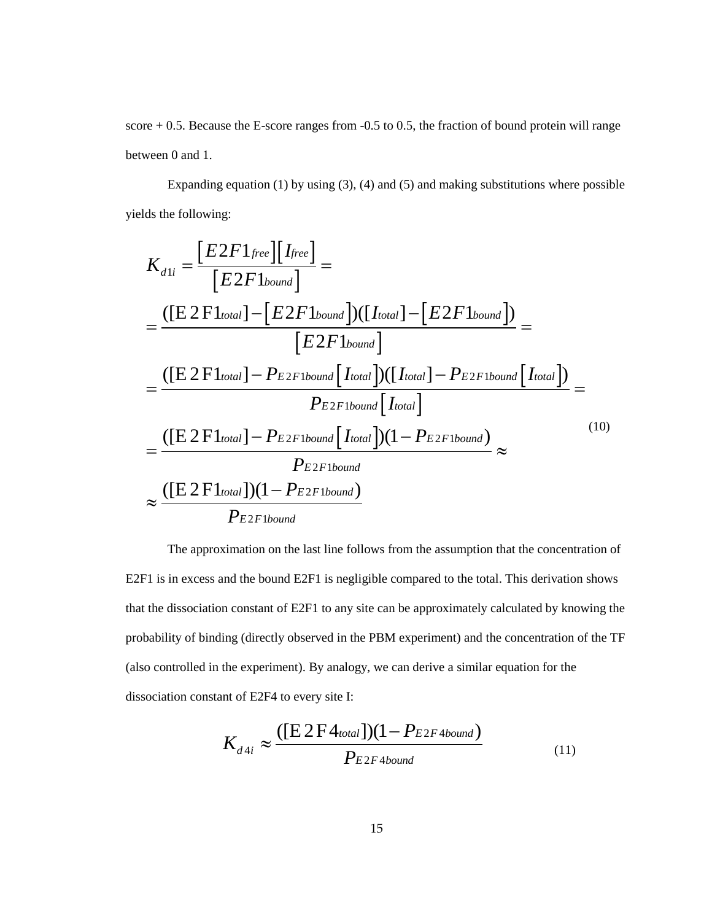score + 0.5. Because the E-score ranges from -0.5 to 0.5, the fraction of bound protein will range between 0 and 1.

Expanding equation (1) by using (3), (4) and (5) and making substitutions where possible yields the following:

$$
\begin{aligned}
K_{d1i} &= \frac{\left[E2F1_{free}\right]\left[I_{free}\right]}{\left[E2F1_{bound}\right]} = \\
&= \frac{([\mathrm{E2F1}_{total}] - \left[E2F1_{bound}\right])([I_{total}] - \left[E2F1_{bound}\right])}{\left[E2F1_{bound}\right]} = \\
&= \frac{([\mathrm{E2F1}_{total}] - P_{E2F1bound}\left[I_{total}\right])([I_{total}] - P_{E2F1bound}\left[I_{total}\right])}{P_{E2F1bound}\left[I_{total}\right]} = \\
&= \frac{([\mathrm{E2F1}_{total}] - P_{E2F1bound}\left[I_{total}\right])(1 - P_{E2F1bound})}{P_{E2F1bound}} \approx \\
&\approx \frac{([\mathrm{E2F1}_{total}])(1 - P_{E2F1bound})}{P_{E2F1bound}}
\end{aligned}
\tag{10}
$$

The approximation on the last line follows from the assumption that the concentration of E2F1 is in excess and the bound E2F1 is negligible compared to the total. This derivation shows that the dissociation constant of E2F1 to any site can be approximately calculated by knowing the probability of binding (directly observed in the PBM experiment) and the concentration of the TF (also controlled in the experiment). By analogy, we can derive a similar equation for the dissociation constant of E2F4 to every site I:

$$
K_{d4i} \approx \frac{([\mathrm{E2F4}_{total}])(1 - P_{E2F4bound})}{P_{E2F4bound}} \tag{11}
$$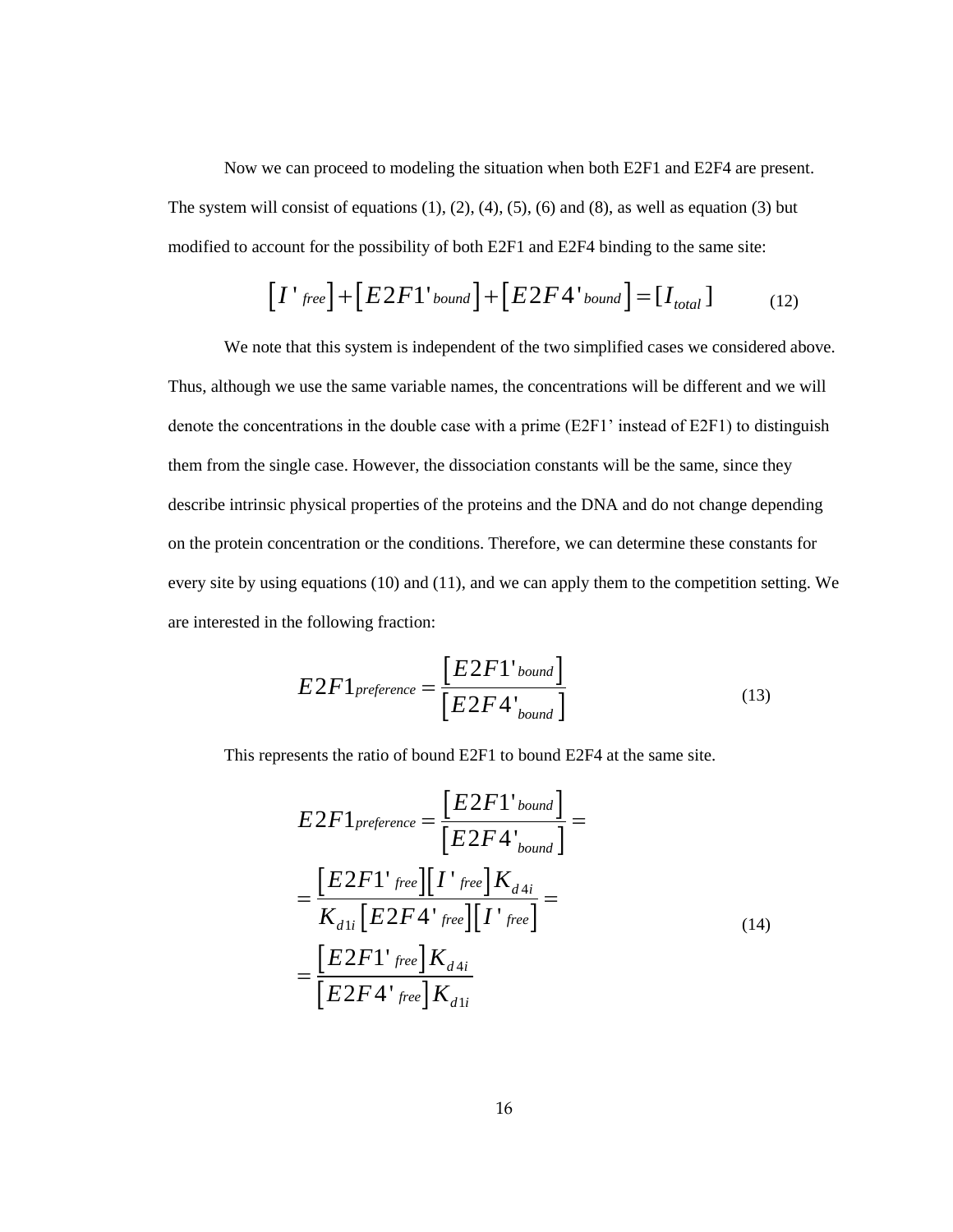Now we can proceed to modeling the situation when both E2F1 and E2F4 are present. The system will consist of equations (1), (2), (4), (5), (6) and (8), as well as equation (3) but modified to account for the possibility of both E2F1 and E2F4 binding to the same site:

$$\left[I'_{free}\right] + \left[E2F1'_{bound}\right] + \left[E2F4'_{bound}\right] = [I_{total}] \tag{12}$$

We note that this system is independent of the two simplified cases we considered above. Thus, although we use the same variable names, the concentrations will be different and we will denote the concentrations in the double case with a prime (E2F1' instead of E2F1) to distinguish them from the single case. However, the dissociation constants will be the same, since they describe intrinsic physical properties of the proteins and the DNA and do not change depending on the protein concentration or the conditions. Therefore, we can determine these constants for every site by using equations (10) and (11), and we can apply them to the competition setting. We are interested in the following fraction:

$$E2F1_{preference} = \frac{\left[E2F1'_{bound}\right]}{\left[E2F4'_{bound}\right]} \tag{13}$$

This represents the ratio of bound E2F1 to bound E2F4 at the same site.

$$\begin{aligned}
E2F1_{preference} &= \frac{\left[E2F1'_{bound}\right]}{\left[E2F4'_{bound}\right]} = \\
&= \frac{\left[E2F1'_{free}\right]\left[I'_{free}\right]K_{d4i}}{K_{d1i}\left[E2F4'_{free}\right]\left[I'_{free}\right]} = \\
&= \frac{\left[E2F1'_{free}\right]K_{d4i}}{\left[E2F4'_{free}\right]K_{d1i}}
\end{aligned} \tag{14}$$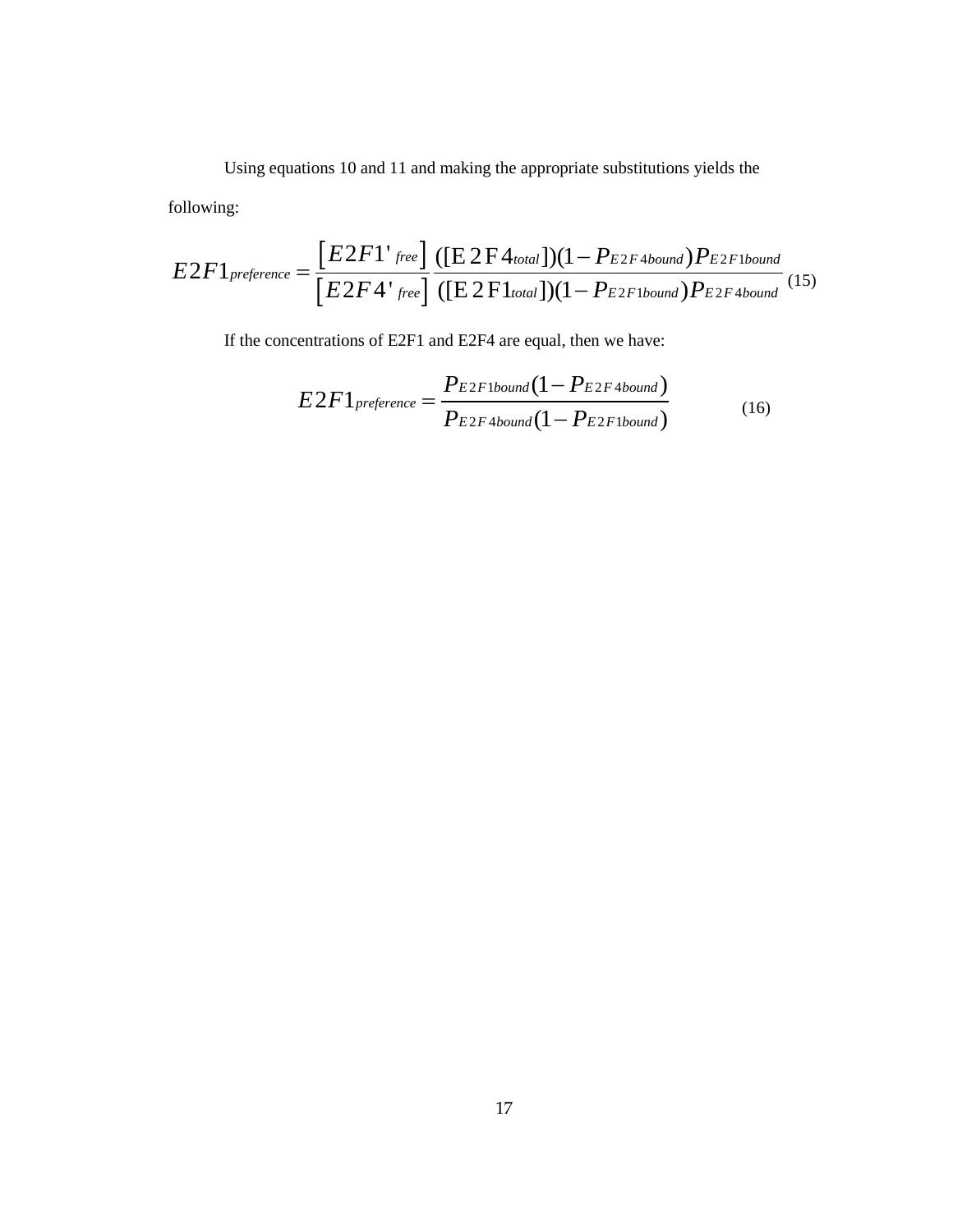Using equations 10 and 11 and making the appropriate substitutions yields the following:

$$E2F1_{preference} = \frac{\left[E2F1'_{free}\right]}{\left[E2F4'_{free}\right]} \frac{([\mathrm{E2F4}_{total}])(1-P_{E2F4bound})P_{E2F1bound}}{([\mathrm{E2F1}_{total}])(1-P_{E2F1bound})P_{E2F4bound}} \quad (15)$$

If the concentrations of E2F1 and E2F4 are equal, then we have:

$$E2F1_{preference} = \frac{P_{E2F1bound}(1-P_{E2F4bound})}{P_{E2F4bound}(1-P_{E2F1bound})} \quad (16)$$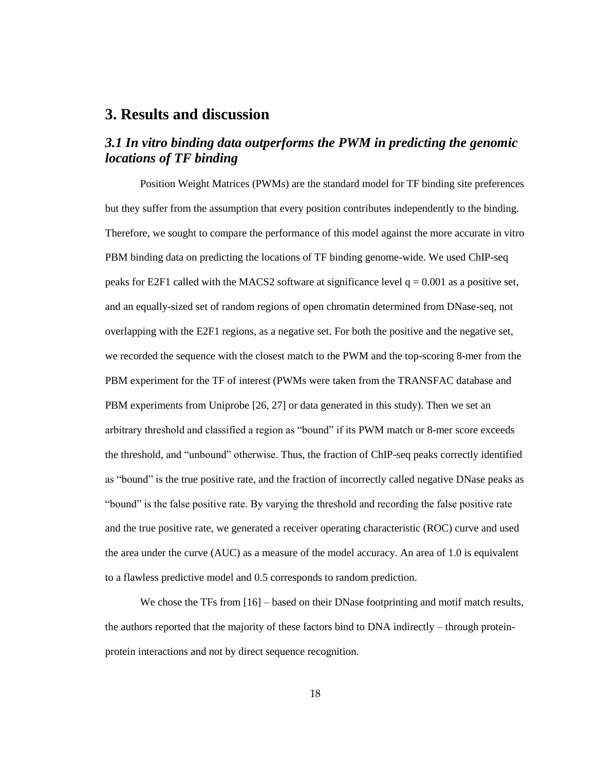# 3. Results and discussion

## *3.1 In vitro binding data outperforms the PWM in predicting the genomic locations of TF binding*

Position Weight Matrices (PWMs) are the standard model for TF binding site preferences but they suffer from the assumption that every position contributes independently to the binding. Therefore, we sought to compare the performance of this model against the more accurate in vitro PBM binding data on predicting the locations of TF binding genome-wide. We used ChIP-seq peaks for E2F1 called with the MACS2 software at significance level $q = 0.001$ as a positive set, and an equally-sized set of random regions of open chromatin determined from DNase-seq, not overlapping with the E2F1 regions, as a negative set. For both the positive and the negative set, we recorded the sequence with the closest match to the PWM and the top-scoring 8-mer from the PBM experiment for the TF of interest (PWMs were taken from the TRANSFAC database and PBM experiments from Uniprobe [26, 27] or data generated in this study). Then we set an arbitrary threshold and classified a region as "bound" if its PWM match or 8-mer score exceeds the threshold, and "unbound" otherwise. Thus, the fraction of ChIP-seq peaks correctly identified as "bound" is the true positive rate, and the fraction of incorrectly called negative DNase peaks as "bound" is the false positive rate. By varying the threshold and recording the false positive rate and the true positive rate, we generated a receiver operating characteristic (ROC) curve and used the area under the curve (AUC) as a measure of the model accuracy. An area of 1.0 is equivalent to a flawless predictive model and 0.5 corresponds to random prediction.

We chose the TFs from [16] – based on their DNase footprinting and motif match results, the authors reported that the majority of these factors bind to DNA indirectly – through protein-protein interactions and not by direct sequence recognition.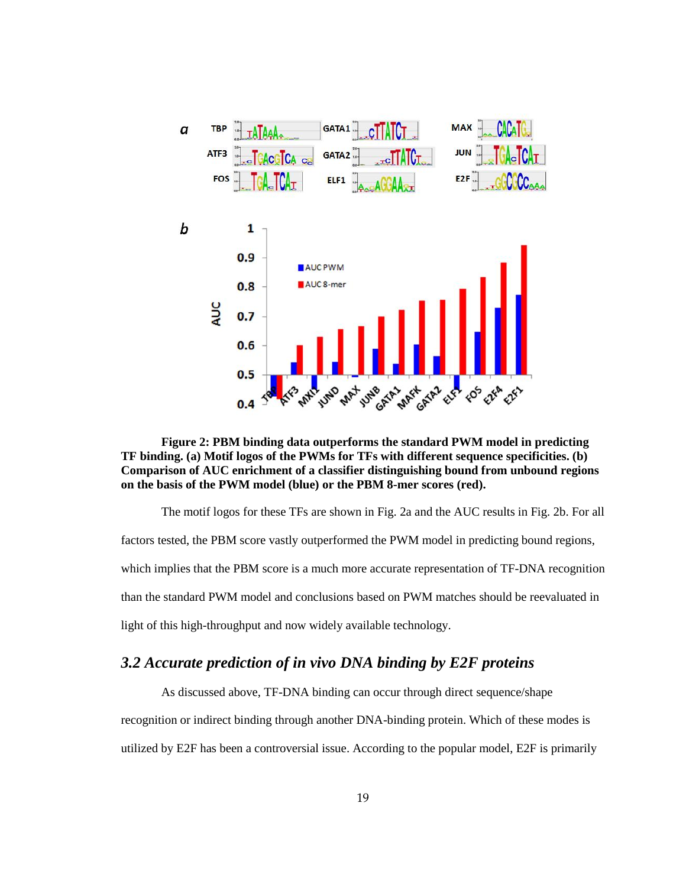**Figure 2: PBM binding data outperforms the standard PWM model in predicting TF binding. (a) Motif logos of the PWMs for TFs with different sequence specificities. (b) Comparison of AUC enrichment of a classifier distinguishing bound from unbound regions on the basis of the PWM model (blue) or the PBM 8-mer scores (red).**

The motif logos for these TFs are shown in Fig. 2a and the AUC results in Fig. 2b. For all factors tested, the PBM score vastly outperformed the PWM model in predicting bound regions, which implies that the PBM score is a much more accurate representation of TF-DNA recognition than the standard PWM model and conclusions based on PWM matches should be reevaluated in light of this high-throughput and now widely available technology.

### *3.2 Accurate prediction of in vivo DNA binding by E2F proteins*

As discussed above, TF-DNA binding can occur through direct sequence/shape recognition or indirect binding through another DNA-binding protein. Which of these modes is utilized by E2F has been a controversial issue. According to the popular model, E2F is primarily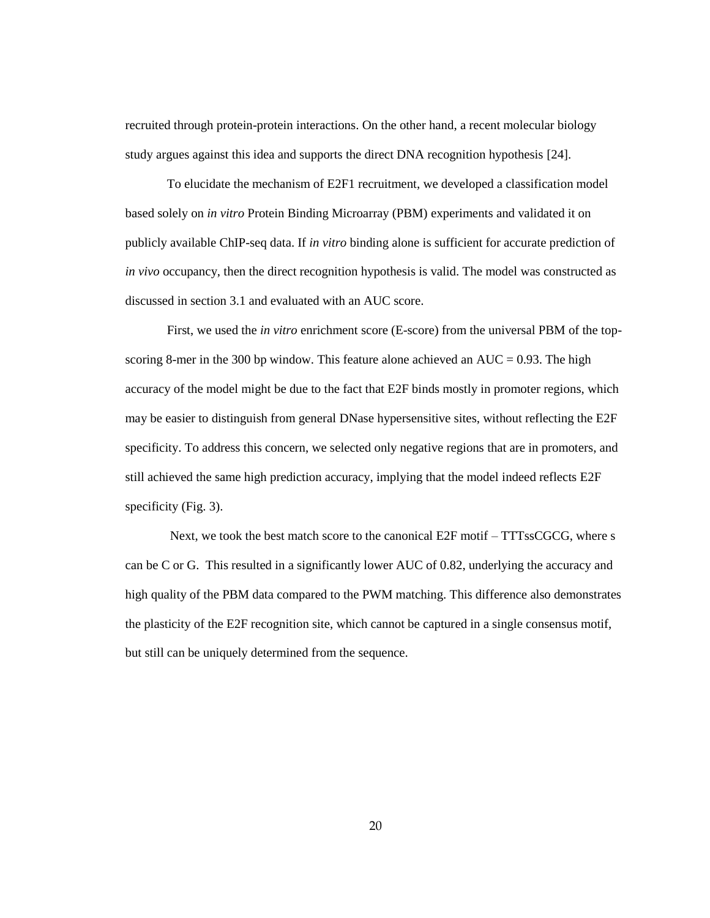recruited through protein-protein interactions. On the other hand, a recent molecular biology study argues against this idea and supports the direct DNA recognition hypothesis [24].

To elucidate the mechanism of E2F1 recruitment, we developed a classification model based solely on *in vitro* Protein Binding Microarray (PBM) experiments and validated it on publicly available ChIP-seq data. If *in vitro* binding alone is sufficient for accurate prediction of *in vivo* occupancy, then the direct recognition hypothesis is valid. The model was constructed as discussed in section 3.1 and evaluated with an AUC score.

First, we used the *in vitro* enrichment score (E-score) from the universal PBM of the top-scoring 8-mer in the 300 bp window. This feature alone achieved an AUC = 0.93. The high accuracy of the model might be due to the fact that E2F binds mostly in promoter regions, which may be easier to distinguish from general DNase hypersensitive sites, without reflecting the E2F specificity. To address this concern, we selected only negative regions that are in promoters, and still achieved the same high prediction accuracy, implying that the model indeed reflects E2F specificity (Fig. 3).

Next, we took the best match score to the canonical E2F motif – TTTssCGCG, where s can be C or G. This resulted in a significantly lower AUC of 0.82, underlying the accuracy and high quality of the PBM data compared to the PWM matching. This difference also demonstrates the plasticity of the E2F recognition site, which cannot be captured in a single consensus motif, but still can be uniquely determined from the sequence.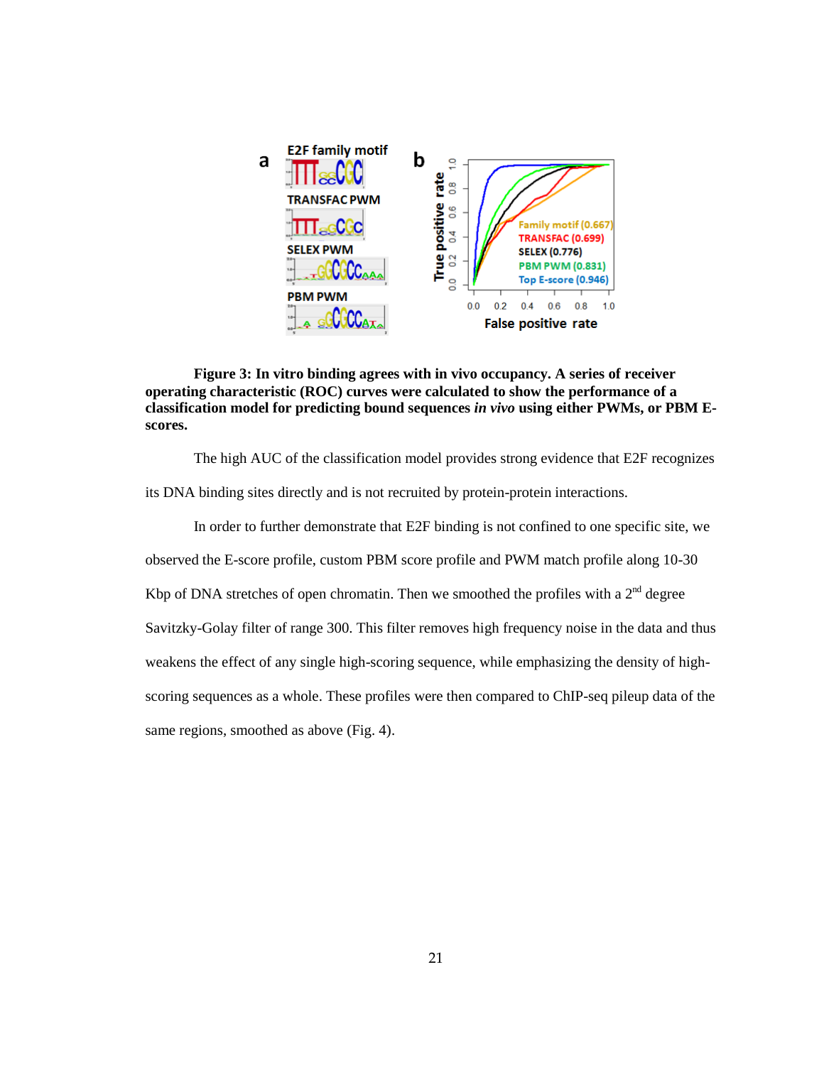**Figure 3: In vitro binding agrees with in vivo occupancy. A series of receiver operating characteristic (ROC) curves were calculated to show the performance of a classification model for predicting bound sequences *in vivo* using either PWMs, or PBM E-scores.**

The high AUC of the classification model provides strong evidence that E2F recognizes its DNA binding sites directly and is not recruited by protein-protein interactions.

In order to further demonstrate that E2F binding is not confined to one specific site, we observed the E-score profile, custom PBM score profile and PWM match profile along 10-30 Kbp of DNA stretches of open chromatin. Then we smoothed the profiles with a 2nd degree Savitzky-Golay filter of range 300. This filter removes high frequency noise in the data and thus weakens the effect of any single high-scoring sequence, while emphasizing the density of high-scoring sequences as a whole. These profiles were then compared to ChIP-seq pileup data of the same regions, smoothed as above (Fig. 4).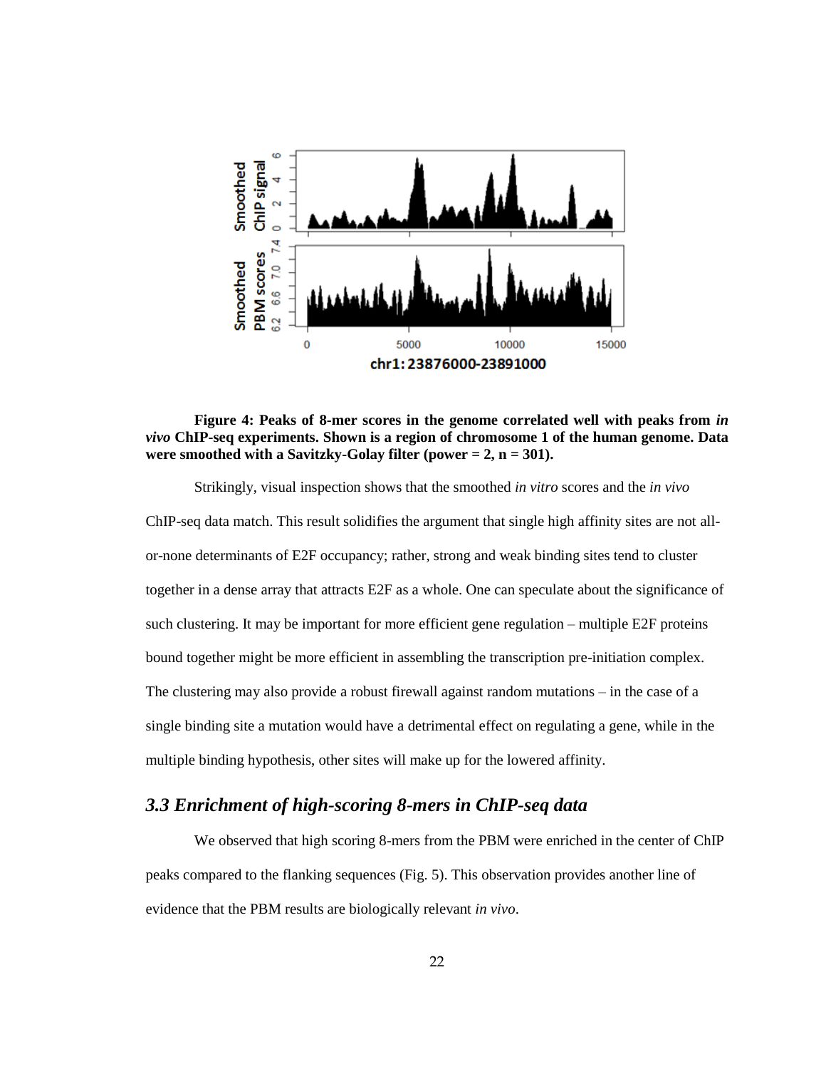**Figure 4: Peaks of 8-mer scores in the genome correlated well with peaks from *in vivo* ChIP-seq experiments. Shown is a region of chromosome 1 of the human genome. Data were smoothed with a Savitzky-Golay filter (power = 2, n = 301).**

Strikingly, visual inspection shows that the smoothed *in vitro* scores and the *in vivo* ChIP-seq data match. This result solidifies the argument that single high affinity sites are not all-or-none determinants of E2F occupancy; rather, strong and weak binding sites tend to cluster together in a dense array that attracts E2F as a whole. One can speculate about the significance of such clustering. It may be important for more efficient gene regulation – multiple E2F proteins bound together might be more efficient in assembling the transcription pre-initiation complex. The clustering may also provide a robust firewall against random mutations – in the case of a single binding site a mutation would have a detrimental effect on regulating a gene, while in the multiple binding hypothesis, other sites will make up for the lowered affinity.

## *3.3 Enrichment of high-scoring 8-mers in ChIP-seq data*

We observed that high scoring 8-mers from the PBM were enriched in the center of ChIP peaks compared to the flanking sequences (Fig. 5). This observation provides another line of evidence that the PBM results are biologically relevant *in vivo*.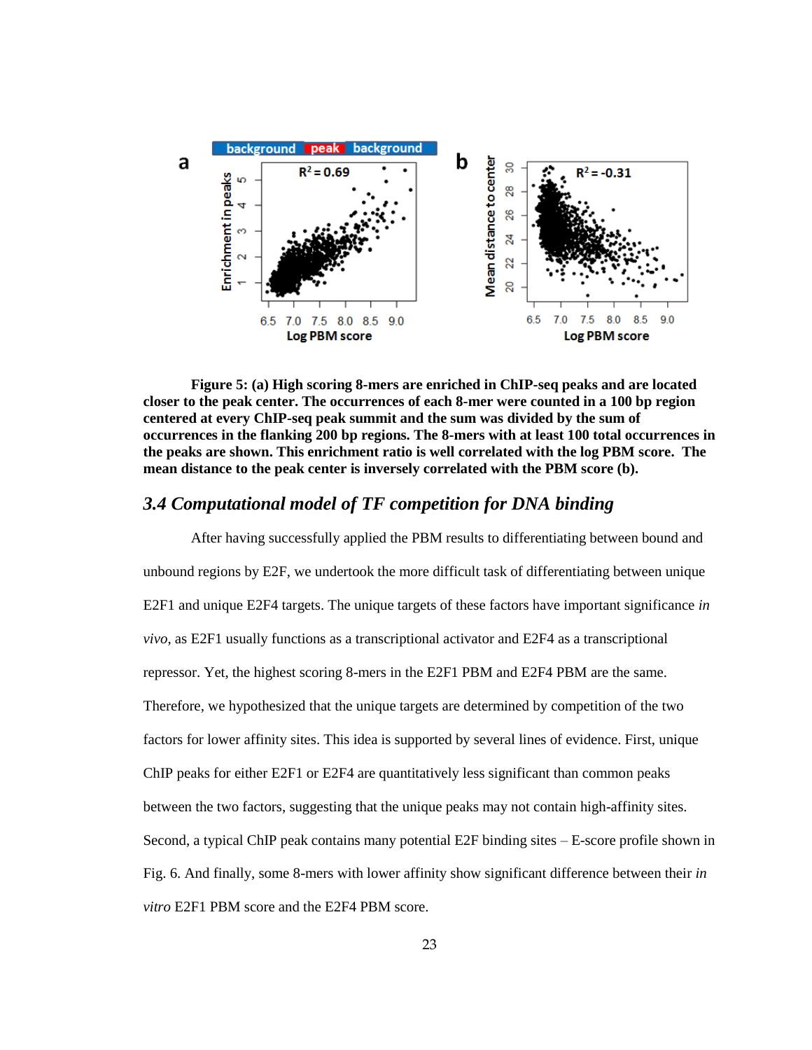**Figure 5: (a) High scoring 8-mers are enriched in ChIP-seq peaks and are located closer to the peak center. The occurrences of each 8-mer were counted in a 100 bp region centered at every ChIP-seq peak summit and the sum was divided by the sum of occurrences in the flanking 200 bp regions. The 8-mers with at least 100 total occurrences in the peaks are shown. This enrichment ratio is well correlated with the log PBM score. The mean distance to the peak center is inversely correlated with the PBM score (b).**

## *3.4 Computational model of TF competition for DNA binding*

After having successfully applied the PBM results to differentiating between bound and unbound regions by E2F, we undertook the more difficult task of differentiating between unique E2F1 and unique E2F4 targets. The unique targets of these factors have important significance *in vivo*, as E2F1 usually functions as a transcriptional activator and E2F4 as a transcriptional repressor. Yet, the highest scoring 8-mers in the E2F1 PBM and E2F4 PBM are the same. Therefore, we hypothesized that the unique targets are determined by competition of the two factors for lower affinity sites. This idea is supported by several lines of evidence. First, unique ChIP peaks for either E2F1 or E2F4 are quantitatively less significant than common peaks between the two factors, suggesting that the unique peaks may not contain high-affinity sites. Second, a typical ChIP peak contains many potential E2F binding sites – E-score profile shown in Fig. 6. And finally, some 8-mers with lower affinity show significant difference between their *in vitro* E2F1 PBM score and the E2F4 PBM score.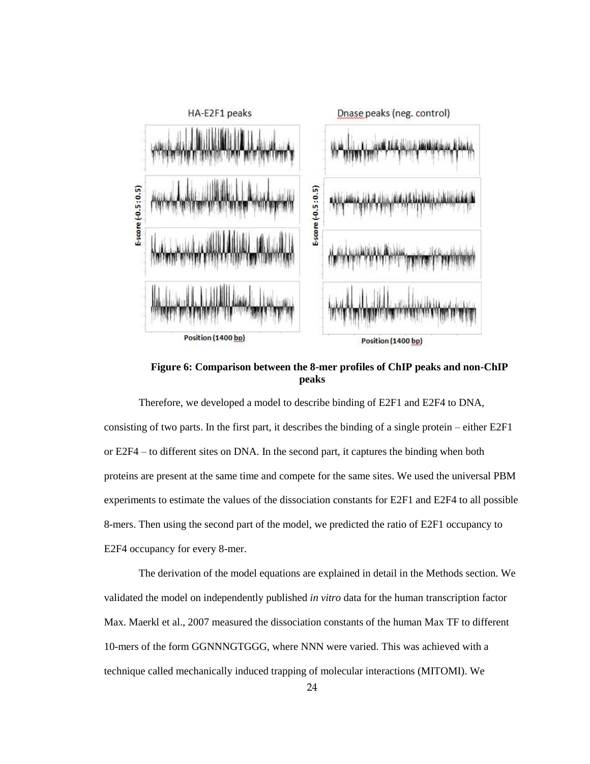**Figure 6: Comparison between the 8-mer profiles of ChIP peaks and non-ChIP peaks**

Therefore, we developed a model to describe binding of E2F1 and E2F4 to DNA, consisting of two parts. In the first part, it describes the binding of a single protein – either E2F1 or E2F4 – to different sites on DNA. In the second part, it captures the binding when both proteins are present at the same time and compete for the same sites. We used the universal PBM experiments to estimate the values of the dissociation constants for E2F1 and E2F4 to all possible 8-mers. Then using the second part of the model, we predicted the ratio of E2F1 occupancy to E2F4 occupancy for every 8-mer.

The derivation of the model equations are explained in detail in the Methods section. We validated the model on independently published *in vitro* data for the human transcription factor Max. Maerkl et al., 2007 measured the dissociation constants of the human Max TF to different 10-mers of the form GGNNNGTGGG, where NNN were varied. This was achieved with a technique called mechanically induced trapping of molecular interactions (MITOMI). We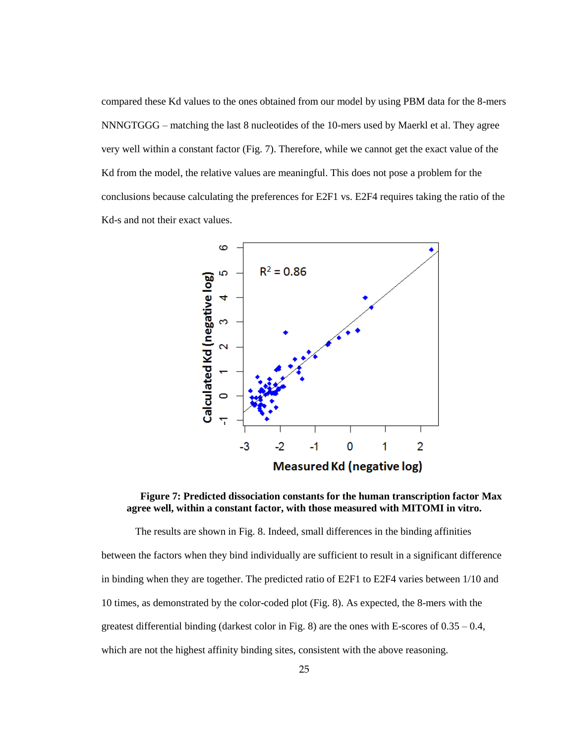compared these Kd values to the ones obtained from our model by using PBM data for the 8-mers NNNGTGGG – matching the last 8 nucleotides of the 10-mers used by Maerkl et al. They agree very well within a constant factor (Fig. 7). Therefore, while we cannot get the exact value of the Kd from the model, the relative values are meaningful. This does not pose a problem for the conclusions because calculating the preferences for E2F1 vs. E2F4 requires taking the ratio of the Kd-s and not their exact values.

**Figure 7: Predicted dissociation constants for the human transcription factor Max agree well, within a constant factor, with those measured with MITOMI in vitro.**

The results are shown in Fig. 8. Indeed, small differences in the binding affinities between the factors when they bind individually are sufficient to result in a significant difference in binding when they are together. The predicted ratio of E2F1 to E2F4 varies between 1/10 and 10 times, as demonstrated by the color-coded plot (Fig. 8). As expected, the 8-mers with the greatest differential binding (darkest color in Fig. 8) are the ones with E-scores of 0.35 – 0.4, which are not the highest affinity binding sites, consistent with the above reasoning.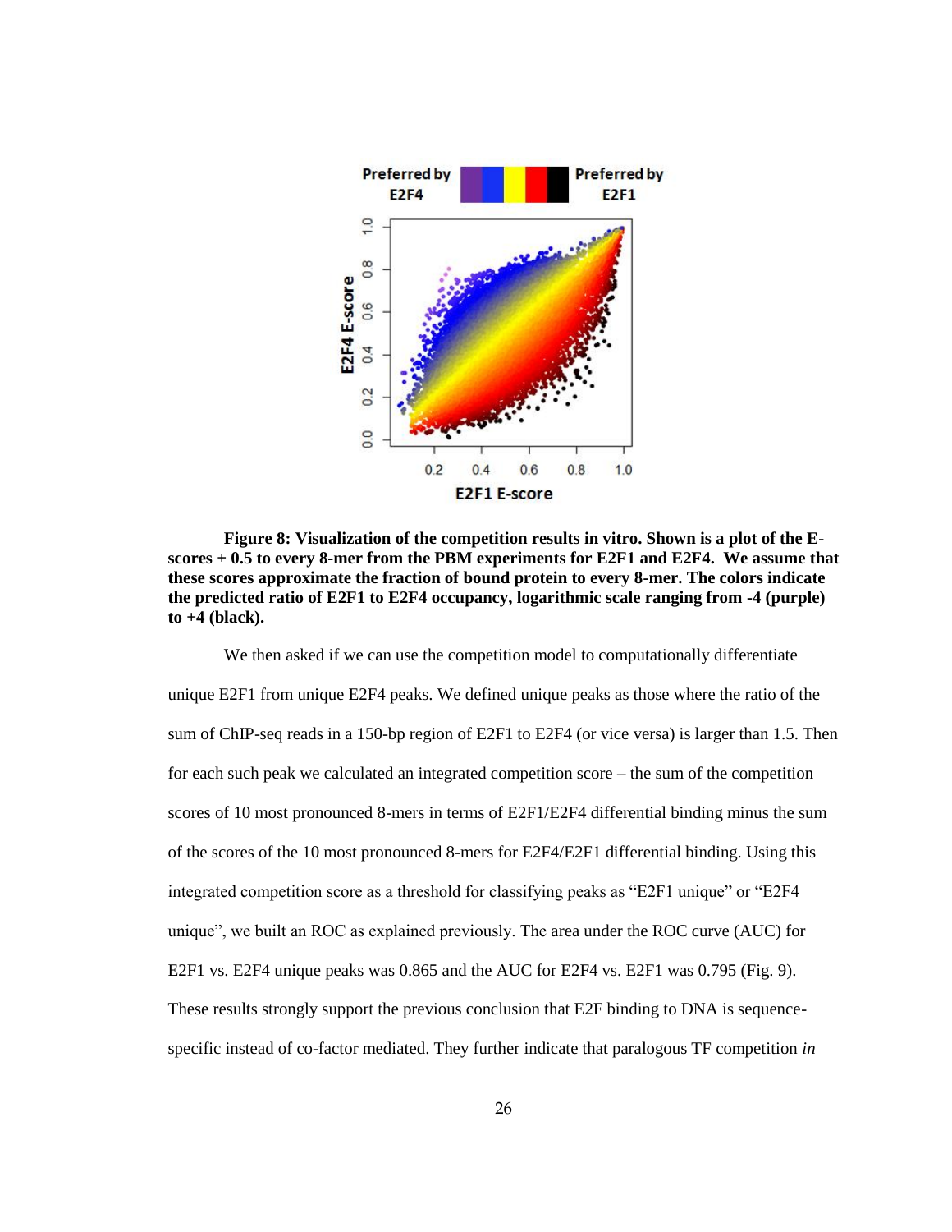**Figure 8: Visualization of the competition results in vitro. Shown is a plot of the E-scores + 0.5 to every 8-mer from the PBM experiments for E2F1 and E2F4. We assume that these scores approximate the fraction of bound protein to every 8-mer. The colors indicate the predicted ratio of E2F1 to E2F4 occupancy, logarithmic scale ranging from -4 (purple) to +4 (black).**

We then asked if we can use the competition model to computationally differentiate unique E2F1 from unique E2F4 peaks. We defined unique peaks as those where the ratio of the sum of ChIP-seq reads in a 150-bp region of E2F1 to E2F4 (or vice versa) is larger than 1.5. Then for each such peak we calculated an integrated competition score – the sum of the competition scores of 10 most pronounced 8-mers in terms of E2F1/E2F4 differential binding minus the sum of the scores of the 10 most pronounced 8-mers for E2F4/E2F1 differential binding. Using this integrated competition score as a threshold for classifying peaks as “E2F1 unique” or “E2F4 unique”, we built an ROC as explained previously. The area under the ROC curve (AUC) for E2F1 vs. E2F4 unique peaks was 0.865 and the AUC for E2F4 vs. E2F1 was 0.795 (Fig. 9). These results strongly support the previous conclusion that E2F binding to DNA is sequence-specific instead of co-factor mediated. They further indicate that paralogous TF competition *in*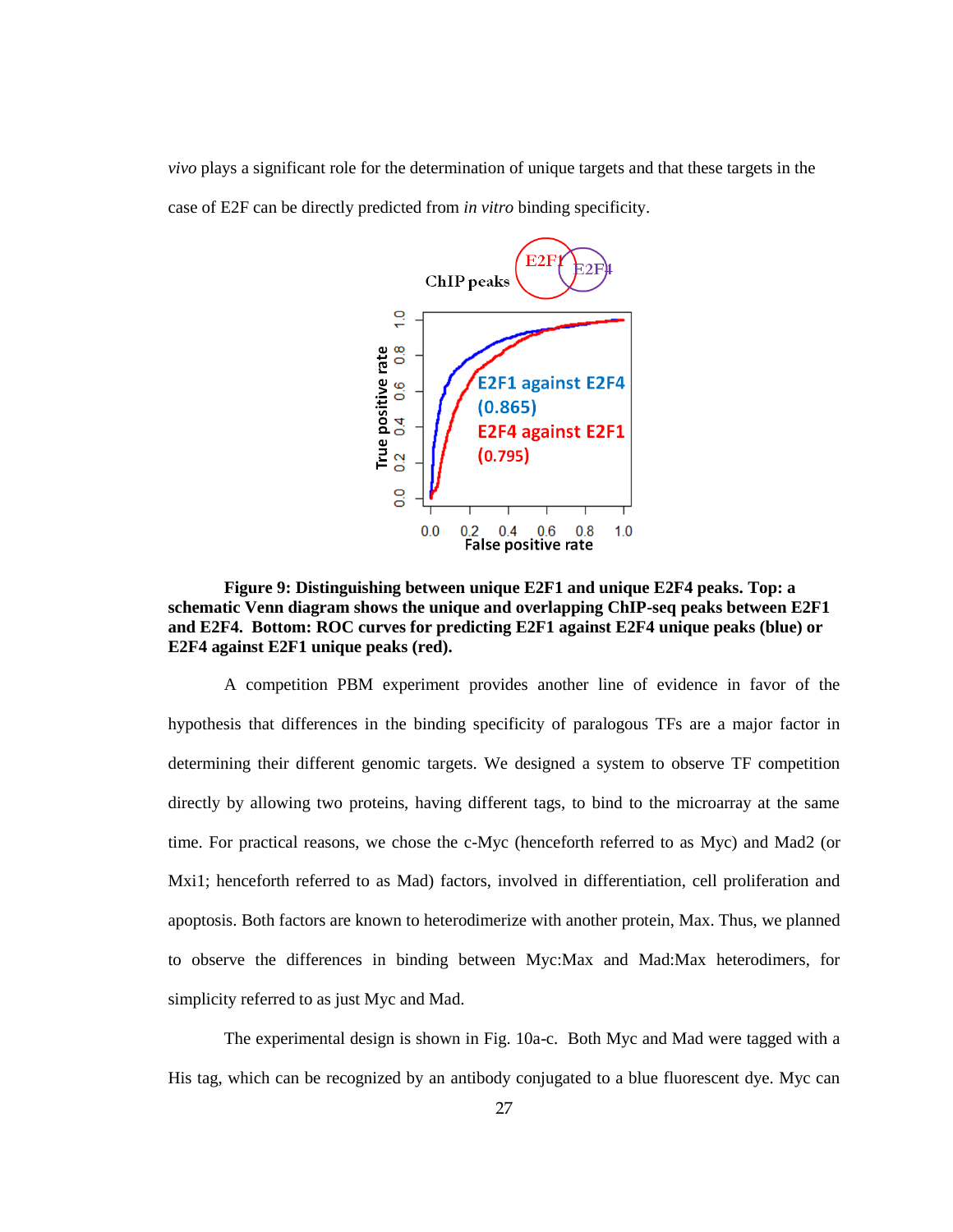*vivo* plays a significant role for the determination of unique targets and that these targets in the case of E2F can be directly predicted from *in vitro* binding specificity.

**Figure 9: Distinguishing between unique E2F1 and unique E2F4 peaks. Top: a schematic Venn diagram shows the unique and overlapping ChIP-seq peaks between E2F1 and E2F4. Bottom: ROC curves for predicting E2F1 against E2F4 unique peaks (blue) or E2F4 against E2F1 unique peaks (red).**

A competition PBM experiment provides another line of evidence in favor of the hypothesis that differences in the binding specificity of paralogous TFs are a major factor in determining their different genomic targets. We designed a system to observe TF competition directly by allowing two proteins, having different tags, to bind to the microarray at the same time. For practical reasons, we chose the c-Myc (henceforth referred to as Myc) and Mad2 (or Mxi1; henceforth referred to as Mad) factors, involved in differentiation, cell proliferation and apoptosis. Both factors are known to heterodimerize with another protein, Max. Thus, we planned to observe the differences in binding between Myc:Max and Mad:Max heterodimers, for simplicity referred to as just Myc and Mad.

The experimental design is shown in Fig. 10a-c. Both Myc and Mad were tagged with a His tag, which can be recognized by an antibody conjugated to a blue fluorescent dye. Myc can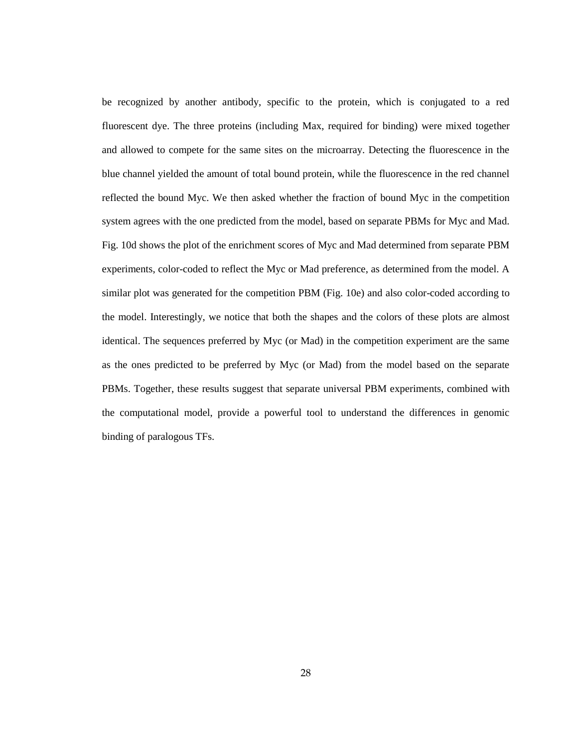be recognized by another antibody, specific to the protein, which is conjugated to a red fluorescent dye. The three proteins (including Max, required for binding) were mixed together and allowed to compete for the same sites on the microarray. Detecting the fluorescence in the blue channel yielded the amount of total bound protein, while the fluorescence in the red channel reflected the bound Myc. We then asked whether the fraction of bound Myc in the competition system agrees with the one predicted from the model, based on separate PBMs for Myc and Mad. Fig. 10d shows the plot of the enrichment scores of Myc and Mad determined from separate PBM experiments, color-coded to reflect the Myc or Mad preference, as determined from the model. A similar plot was generated for the competition PBM (Fig. 10e) and also color-coded according to the model. Interestingly, we notice that both the shapes and the colors of these plots are almost identical. The sequences preferred by Myc (or Mad) in the competition experiment are the same as the ones predicted to be preferred by Myc (or Mad) from the model based on the separate PBMs. Together, these results suggest that separate universal PBM experiments, combined with the computational model, provide a powerful tool to understand the differences in genomic binding of paralogous TFs.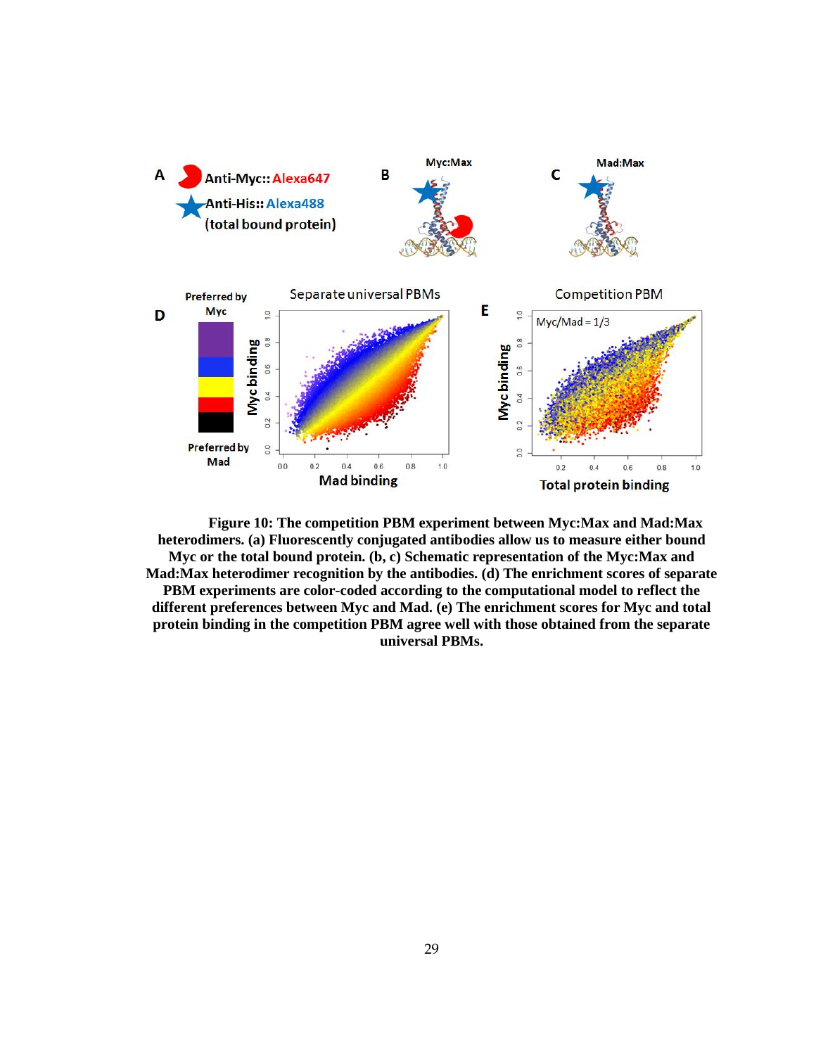**Figure 10: The competition PBM experiment between Myc:Max and Mad:Max heterodimers. (a) Fluorescently conjugated antibodies allow us to measure either bound Myc or the total bound protein. (b, c) Schematic representation of the Myc:Max and Mad:Max heterodimer recognition by the antibodies. (d) The enrichment scores of separate PBM experiments are color-coded according to the computational model to reflect the different preferences between Myc and Mad. (e) The enrichment scores for Myc and total protein binding in the competition PBM agree well with those obtained from the separate universal PBMs.**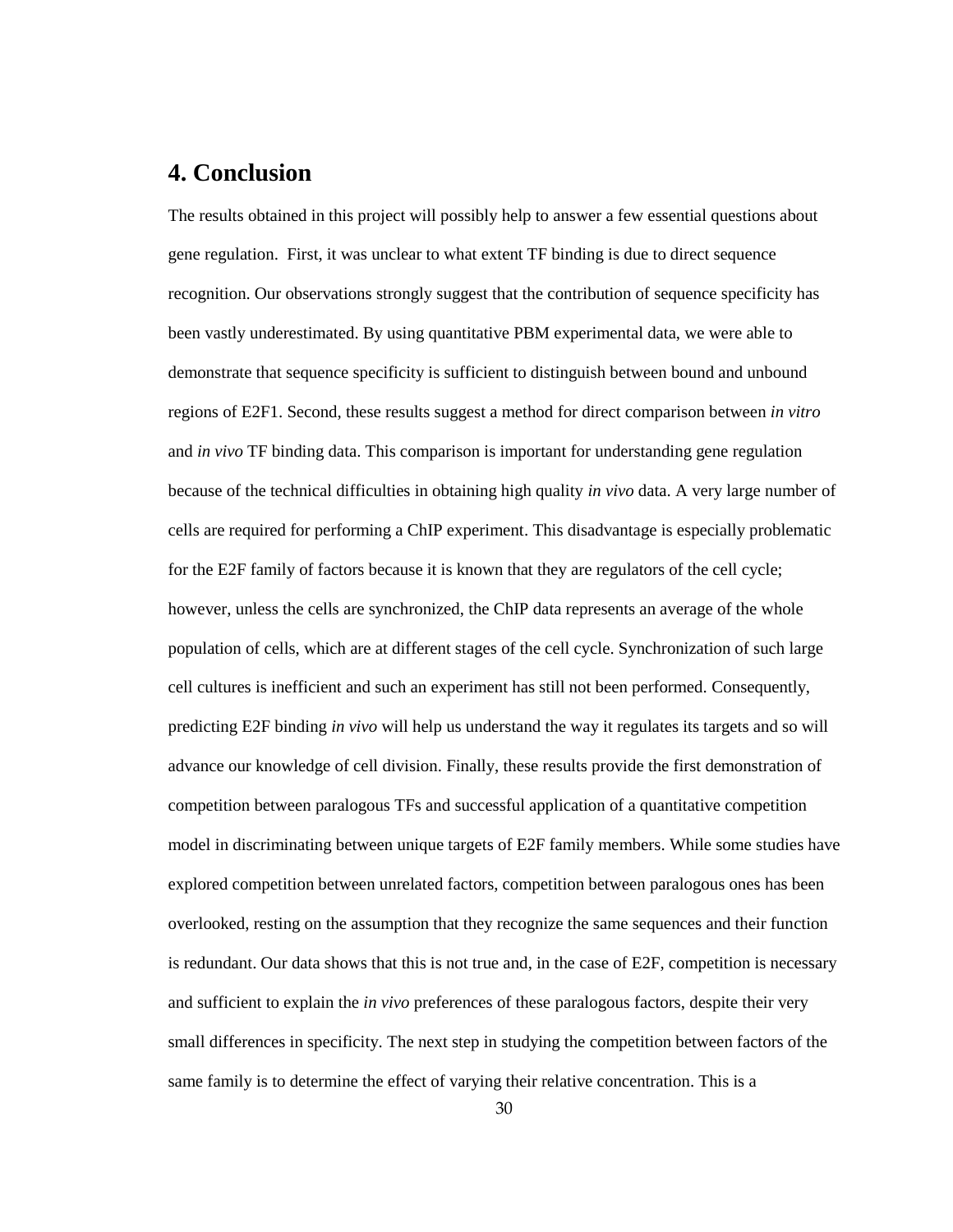## 4. Conclusion

The results obtained in this project will possibly help to answer a few essential questions about gene regulation. First, it was unclear to what extent TF binding is due to direct sequence recognition. Our observations strongly suggest that the contribution of sequence specificity has been vastly underestimated. By using quantitative PBM experimental data, we were able to demonstrate that sequence specificity is sufficient to distinguish between bound and unbound regions of E2F1. Second, these results suggest a method for direct comparison between *in vitro* and *in vivo* TF binding data. This comparison is important for understanding gene regulation because of the technical difficulties in obtaining high quality *in vivo* data. A very large number of cells are required for performing a ChIP experiment. This disadvantage is especially problematic for the E2F family of factors because it is known that they are regulators of the cell cycle; however, unless the cells are synchronized, the ChIP data represents an average of the whole population of cells, which are at different stages of the cell cycle. Synchronization of such large cell cultures is inefficient and such an experiment has still not been performed. Consequently, predicting E2F binding *in vivo* will help us understand the way it regulates its targets and so will advance our knowledge of cell division. Finally, these results provide the first demonstration of competition between paralogous TFs and successful application of a quantitative competition model in discriminating between unique targets of E2F family members. While some studies have explored competition between unrelated factors, competition between paralogous ones has been overlooked, resting on the assumption that they recognize the same sequences and their function is redundant. Our data shows that this is not true and, in the case of E2F, competition is necessary and sufficient to explain the *in vivo* preferences of these paralogous factors, despite their very small differences in specificity. The next step in studying the competition between factors of the same family is to determine the effect of varying their relative concentration. This is a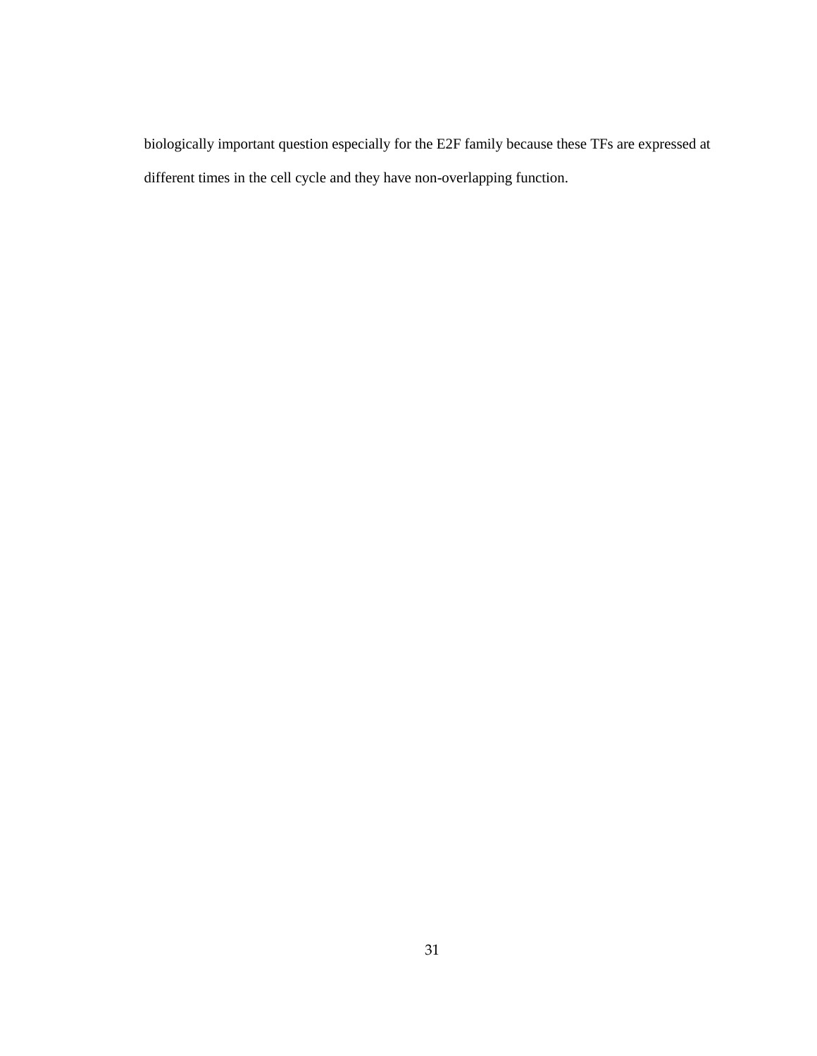biologically important question especially for the E2F family because these TFs are expressed at different times in the cell cycle and they have non-overlapping function.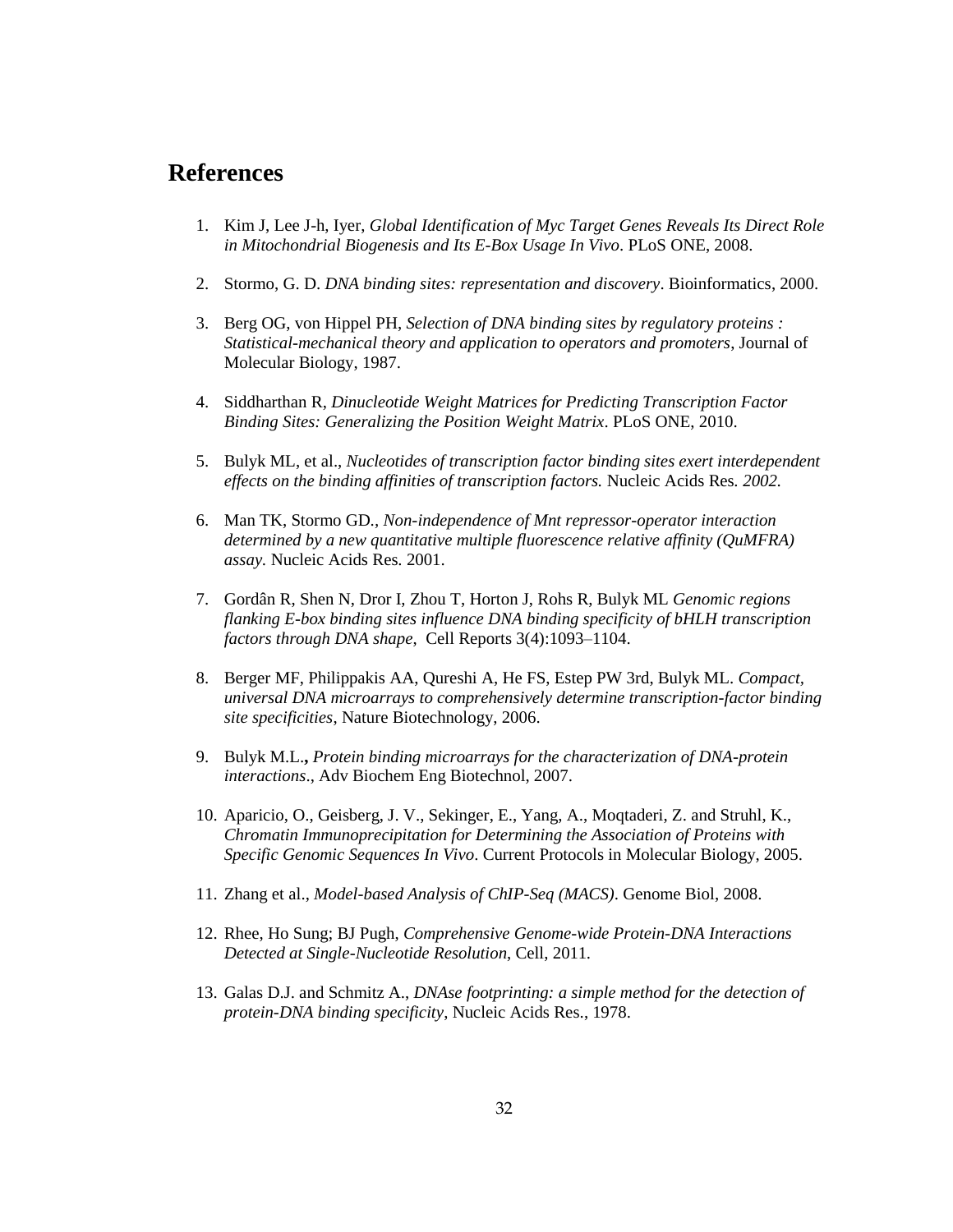# References

1. Kim J, Lee J-h, Iyer, *Global Identification of Myc Target Genes Reveals Its Direct Role in Mitochondrial Biogenesis and Its E-Box Usage In Vivo*. PLoS ONE, 2008.

2. Stormo, G. D. *DNA binding sites: representation and discovery*. Bioinformatics, 2000.

3. Berg OG, von Hippel PH, *Selection of DNA binding sites by regulatory proteins : Statistical-mechanical theory and application to operators and promoters*, Journal of Molecular Biology, 1987.

4. Siddharthan R, *Dinucleotide Weight Matrices for Predicting Transcription Factor Binding Sites: Generalizing the Position Weight Matrix*. PLoS ONE, 2010.

5. Bulyk ML, et al., *Nucleotides of transcription factor binding sites exert interdependent effects on the binding affinities of transcription factors.* Nucleic Acids Res. *2002.*

6. Man TK, Stormo GD., *Non-independence of Mnt repressor-operator interaction determined by a new quantitative multiple fluorescence relative affinity (QuMFRA) assay.* Nucleic Acids Res. 2001.

7. Gordân R, Shen N, Dror I, Zhou T, Horton J, Rohs R, Bulyk ML *Genomic regions flanking E-box binding sites influence DNA binding specificity of bHLH transcription factors through DNA shape*, Cell Reports 3(4):1093–1104.

8. Berger MF, Philippakis AA, Qureshi A, He FS, Estep PW 3rd, Bulyk ML. *Compact, universal DNA microarrays to comprehensively determine transcription-factor binding site specificities*, Nature Biotechnology, 2006.

9. Bulyk M.L.**,** *Protein binding microarrays for the characterization of DNA-protein interactions*., Adv Biochem Eng Biotechnol, 2007.

10. Aparicio, O., Geisberg, J. V., Sekinger, E., Yang, A., Moqtaderi, Z. and Struhl, K., *Chromatin Immunoprecipitation for Determining the Association of Proteins with Specific Genomic Sequences In Vivo*. Current Protocols in Molecular Biology, 2005.

11. Zhang et al., *Model-based Analysis of ChIP-Seq (MACS)*. Genome Biol, 2008.

12. Rhee, Ho Sung; BJ Pugh, *Comprehensive Genome-wide Protein-DNA Interactions Detected at Single-Nucleotide Resolution*, Cell, 2011.

13. Galas D.J. and Schmitz A., *DNAse footprinting: a simple method for the detection of protein-DNA binding specificity*, Nucleic Acids Res., 1978.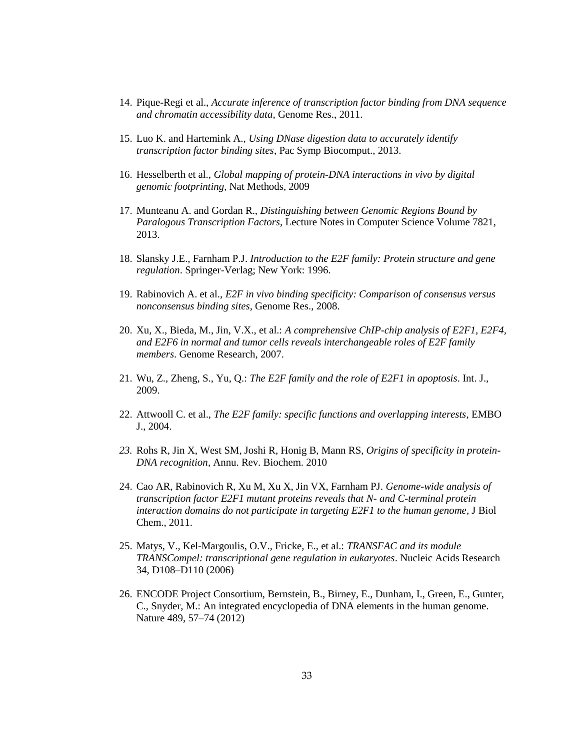14. Pique-Regi et al., *Accurate inference of transcription factor binding from DNA sequence and chromatin accessibility data*, Genome Res., 2011.

15. Luo K. and Hartemink A., *Using DNase digestion data to accurately identify transcription factor binding sites*, Pac Symp Biocomput., 2013.

16. Hesselberth et al., *Global mapping of protein-DNA interactions in vivo by digital genomic footprinting*, Nat Methods, 2009

17. Munteanu A. and Gordan R., *Distinguishing between Genomic Regions Bound by Paralogous Transcription Factors*, Lecture Notes in Computer Science Volume 7821, 2013.

18. Slansky J.E., Farnham P.J. *Introduction to the E2F family: Protein structure and gene regulation*. Springer-Verlag; New York: 1996.

19. Rabinovich A. et al., *E2F in vivo binding specificity: Comparison of consensus versus nonconsensus binding sites*, Genome Res., 2008.

20. Xu, X., Bieda, M., Jin, V.X., et al.: *A comprehensive ChIP-chip analysis of E2F1, E2F4, and E2F6 in normal and tumor cells reveals interchangeable roles of E2F family members*. Genome Research, 2007.

21. Wu, Z., Zheng, S., Yu, Q.: *The E2F family and the role of E2F1 in apoptosis*. Int. J., 2009.

22. Attwooll C. et al., *The E2F family: specific functions and overlapping interests*, EMBO J., 2004.

23. Rohs R, Jin X, West SM, Joshi R, Honig B, Mann RS, *Origins of specificity in protein-DNA recognition*, Annu. Rev. Biochem. 2010

24. Cao AR, Rabinovich R, Xu M, Xu X, Jin VX, Farnham PJ. *Genome-wide analysis of transcription factor E2F1 mutant proteins reveals that N- and C-terminal protein interaction domains do not participate in targeting E2F1 to the human genome*, J Biol Chem., 2011.

25. Matys, V., Kel-Margoulis, O.V., Fricke, E., et al.: *TRANSFAC and its module TRANSCompel: transcriptional gene regulation in eukaryotes*. Nucleic Acids Research 34, D108–D110 (2006)

26. ENCODE Project Consortium, Bernstein, B., Birney, E., Dunham, I., Green, E., Gunter, C., Snyder, M.: An integrated encyclopedia of DNA elements in the human genome. Nature 489, 57–74 (2012)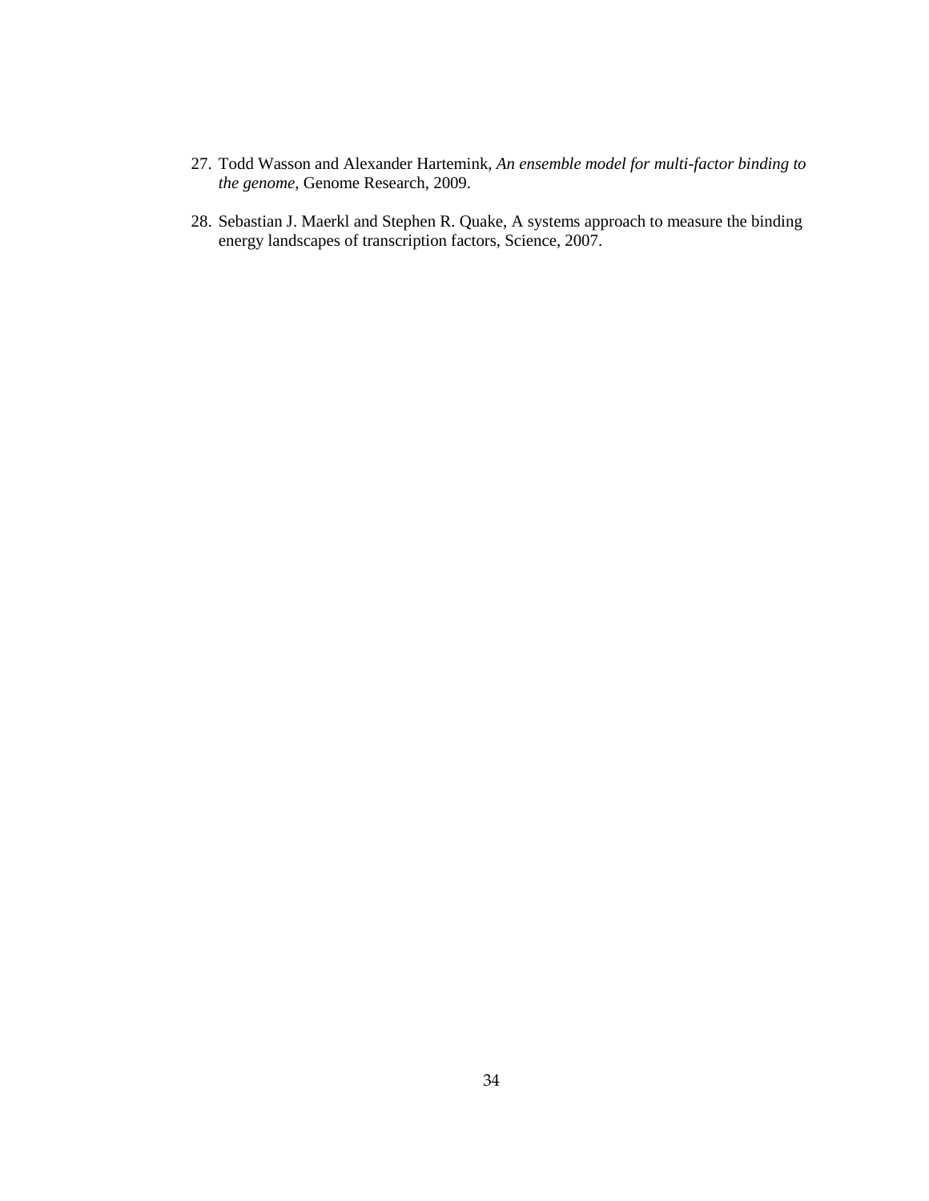27. Todd Wasson and Alexander Hartemink, *An ensemble model for multi-factor binding to the genome*, Genome Research, 2009.

28. Sebastian J. Maerkl and Stephen R. Quake, A systems approach to measure the binding energy landscapes of transcription factors, Science, 2007.